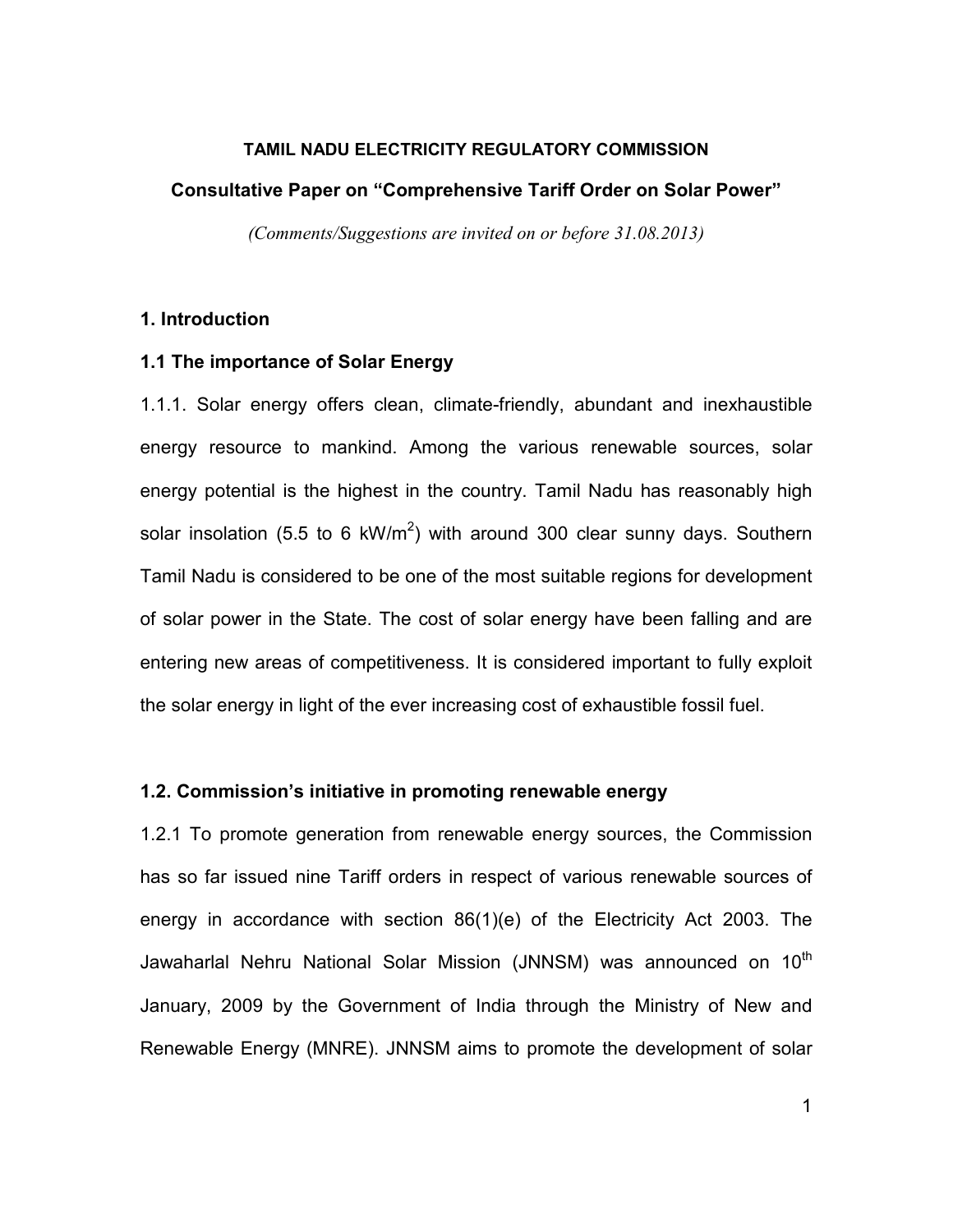**TAMIL NADU ELECTRICITY REGULATORY COMMISSION**

**Consultative Paper on "Comprehensive Tariff Order on Solar Power"**

*(Comments/Suggestions are invited on or before 31.08.2013)*

## 1. Introduction

### 1.1 The importance of Solar Energy

1.1.1. Solar energy offers clean, climate-friendly, abundant and inexhaustible energy resource to mankind. Among the various renewable sources, solar energy potential is the highest in the country. Tamil Nadu has reasonably high solar insolation (5.5 to 6 $kW/m^2$) with around 300 clear sunny days. Southern Tamil Nadu is considered to be one of the most suitable regions for development of solar power in the State. The cost of solar energy have been falling and are entering new areas of competitiveness. It is considered important to fully exploit the solar energy in light of the ever increasing cost of exhaustible fossil fuel.

### 1.2. Commission's initiative in promoting renewable energy

1.2.1 To promote generation from renewable energy sources, the Commission has so far issued nine Tariff orders in respect of various renewable sources of energy in accordance with section 86(1)(e) of the Electricity Act 2003. The Jawaharlal Nehru National Solar Mission (JNNSM) was announced on 10th January, 2009 by the Government of India through the Ministry of New and Renewable Energy (MNRE). JNNSM aims to promote the development of solar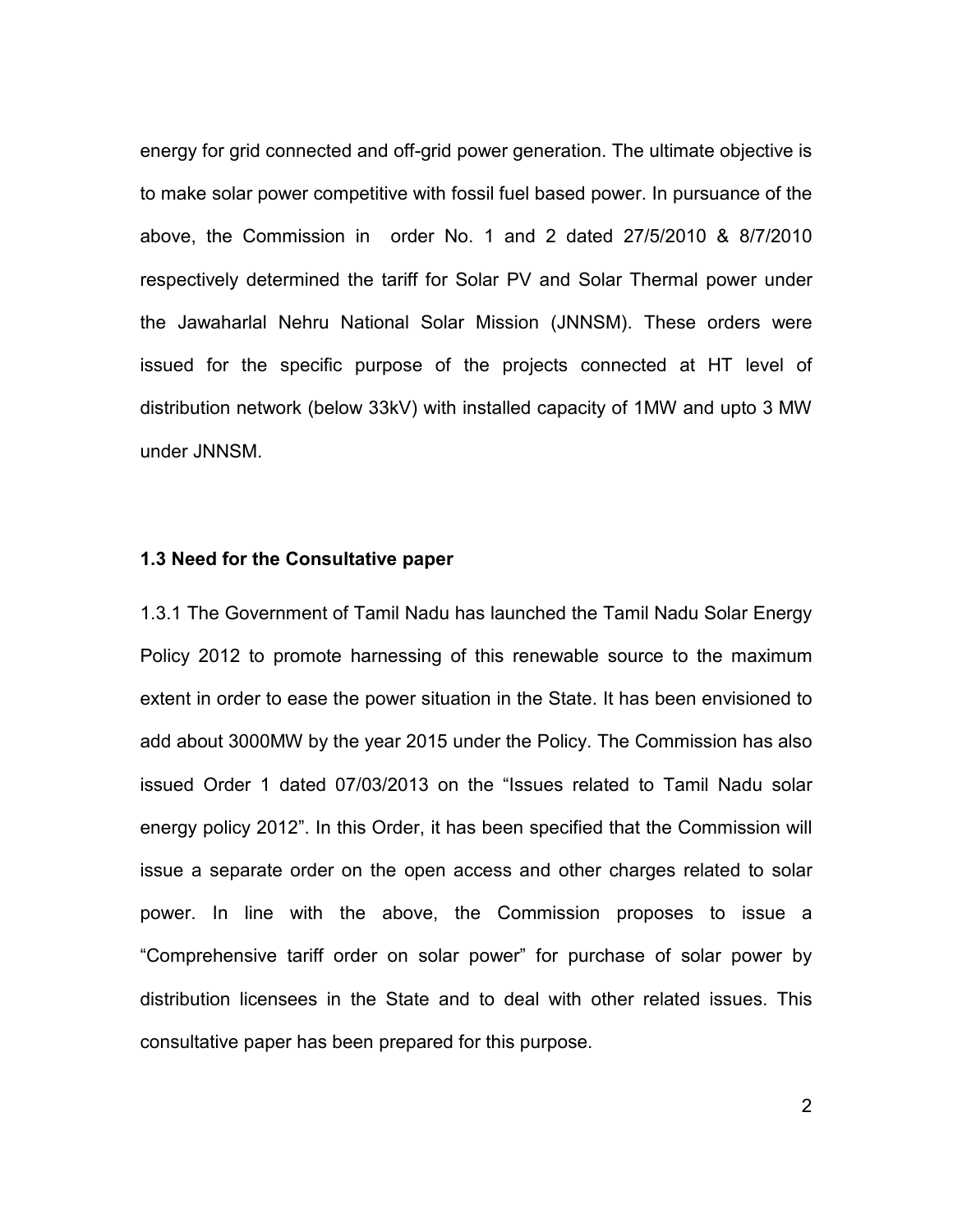energy for grid connected and off-grid power generation. The ultimate objective is to make solar power competitive with fossil fuel based power. In pursuance of the above, the Commission in order No. 1 and 2 dated 27/5/2010 & 8/7/2010 respectively determined the tariff for Solar PV and Solar Thermal power under the Jawaharlal Nehru National Solar Mission (JNNSM). These orders were issued for the specific purpose of the projects connected at HT level of distribution network (below 33kV) with installed capacity of 1MW and upto 3 MW under JNNSM.

### 1.3 Need for the Consultative paper

1.3.1 The Government of Tamil Nadu has launched the Tamil Nadu Solar Energy Policy 2012 to promote harnessing of this renewable source to the maximum extent in order to ease the power situation in the State. It has been envisioned to add about 3000MW by the year 2015 under the Policy. The Commission has also issued Order 1 dated 07/03/2013 on the "Issues related to Tamil Nadu solar energy policy 2012". In this Order, it has been specified that the Commission will issue a separate order on the open access and other charges related to solar power. In line with the above, the Commission proposes to issue a "Comprehensive tariff order on solar power" for purchase of solar power by distribution licensees in the State and to deal with other related issues. This consultative paper has been prepared for this purpose.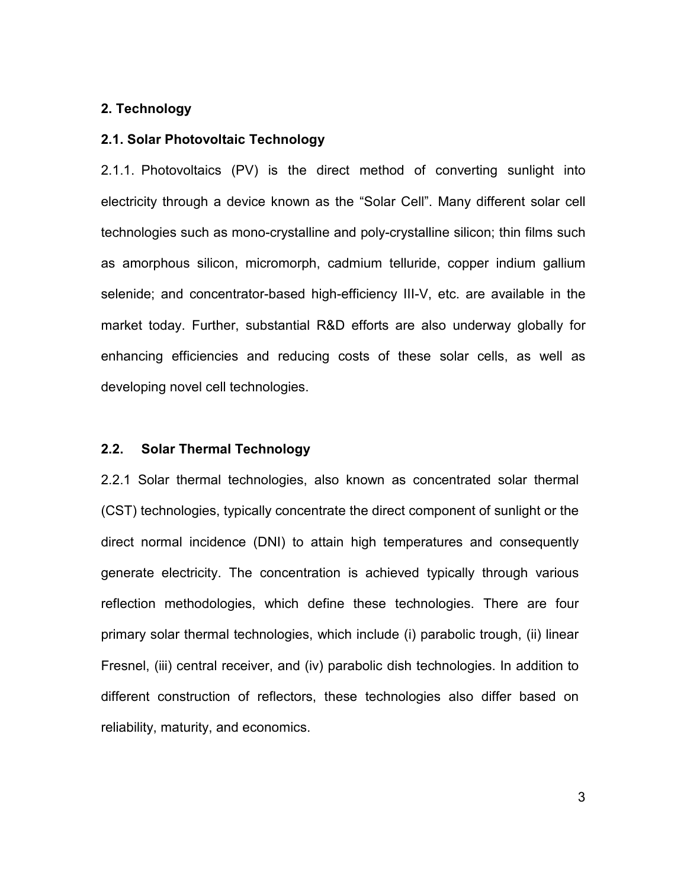## 2. Technology

### 2.1. Solar Photovoltaic Technology

2.1.1. Photovoltaics (PV) is the direct method of converting sunlight into electricity through a device known as the "Solar Cell". Many different solar cell technologies such as mono-crystalline and poly-crystalline silicon; thin films such as amorphous silicon, micromorph, cadmium telluride, copper indium gallium selenide; and concentrator-based high-efficiency III-V, etc. are available in the market today. Further, substantial R&D efforts are also underway globally for enhancing efficiencies and reducing costs of these solar cells, as well as developing novel cell technologies.

### 2.2. Solar Thermal Technology

2.2.1 Solar thermal technologies, also known as concentrated solar thermal (CST) technologies, typically concentrate the direct component of sunlight or the direct normal incidence (DNI) to attain high temperatures and consequently generate electricity. The concentration is achieved typically through various reflection methodologies, which define these technologies. There are four primary solar thermal technologies, which include (i) parabolic trough, (ii) linear Fresnel, (iii) central receiver, and (iv) parabolic dish technologies. In addition to different construction of reflectors, these technologies also differ based on reliability, maturity, and economics.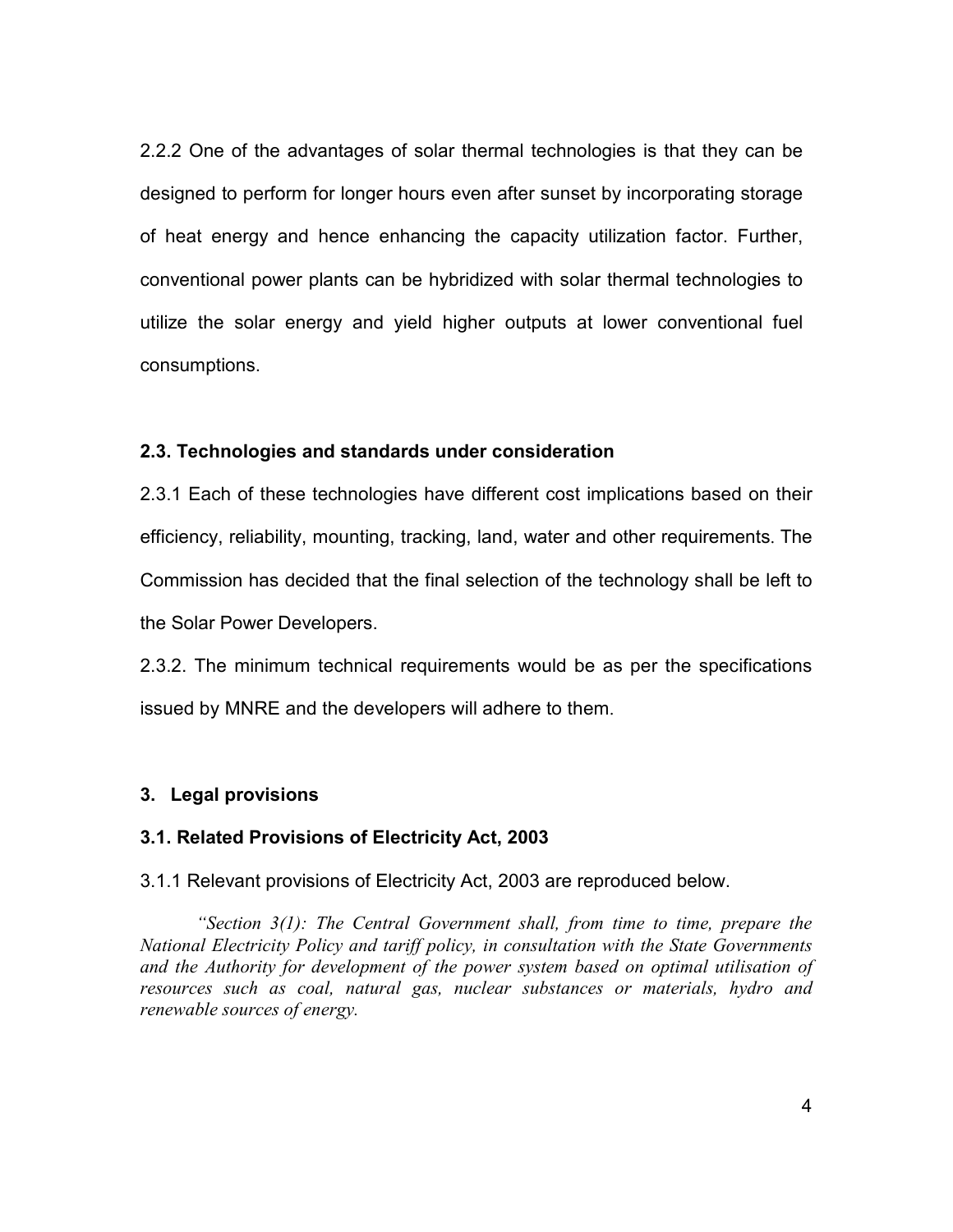2.2.2 One of the advantages of solar thermal technologies is that they can be designed to perform for longer hours even after sunset by incorporating storage of heat energy and hence enhancing the capacity utilization factor. Further, conventional power plants can be hybridized with solar thermal technologies to utilize the solar energy and yield higher outputs at lower conventional fuel consumptions.

### 2.3. Technologies and standards under consideration

2.3.1 Each of these technologies have different cost implications based on their efficiency, reliability, mounting, tracking, land, water and other requirements. The Commission has decided that the final selection of the technology shall be left to the Solar Power Developers.

2.3.2. The minimum technical requirements would be as per the specifications issued by MNRE and the developers will adhere to them.

## 3. Legal provisions

### 3.1. Related Provisions of Electricity Act, 2003

3.1.1 Relevant provisions of Electricity Act, 2003 are reproduced below.

> *"Section 3(1): The Central Government shall, from time to time, prepare the National Electricity Policy and tariff policy, in consultation with the State Governments and the Authority for development of the power system based on optimal utilisation of resources such as coal, natural gas, nuclear substances or materials, hydro and renewable sources of energy.*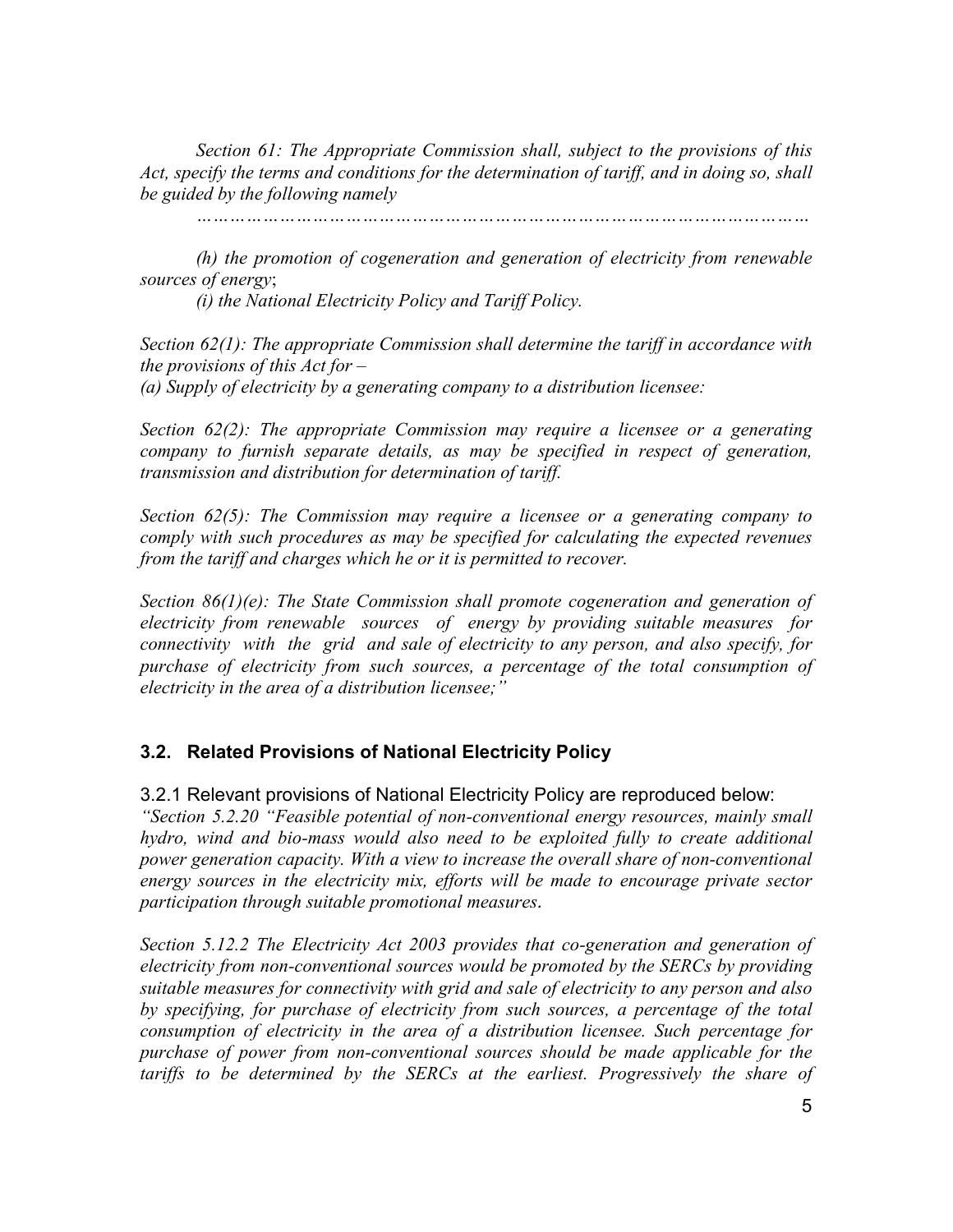*Section 61: The Appropriate Commission shall, subject to the provisions of this Act, specify the terms and conditions for the determination of tariff, and in doing so, shall be guided by the following namely*

*……………………………………………………………………………………………*

*(h) the promotion of cogeneration and generation of electricity from renewable sources of energy*;

*(i) the National Electricity Policy and Tariff Policy.*

*Section 62(1): The appropriate Commission shall determine the tariff in accordance with the provisions of this Act for –*
*(a) Supply of electricity by a generating company to a distribution licensee:*

*Section 62(2): The appropriate Commission may require a licensee or a generating company to furnish separate details, as may be specified in respect of generation, transmission and distribution for determination of tariff.*

*Section 62(5): The Commission may require a licensee or a generating company to comply with such procedures as may be specified for calculating the expected revenues from the tariff and charges which he or it is permitted to recover.*

*Section 86(1)(e): The State Commission shall promote cogeneration and generation of electricity from renewable sources of energy by providing suitable measures for connectivity with the grid and sale of electricity to any person, and also specify, for purchase of electricity from such sources, a percentage of the total consumption of electricity in the area of a distribution licensee;"*

### 3.2. Related Provisions of National Electricity Policy

3.2.1 Relevant provisions of National Electricity Policy are reproduced below:
*"Section 5.2.20 "Feasible potential of non-conventional energy resources, mainly small hydro, wind and bio-mass would also need to be exploited fully to create additional power generation capacity. With a view to increase the overall share of non-conventional energy sources in the electricity mix, efforts will be made to encourage private sector participation through suitable promotional measures.*

*Section 5.12.2 The Electricity Act 2003 provides that co-generation and generation of electricity from non-conventional sources would be promoted by the SERCs by providing suitable measures for connectivity with grid and sale of electricity to any person and also by specifying, for purchase of electricity from such sources, a percentage of the total consumption of electricity in the area of a distribution licensee. Such percentage for purchase of power from non-conventional sources should be made applicable for the tariffs to be determined by the SERCs at the earliest. Progressively the share of*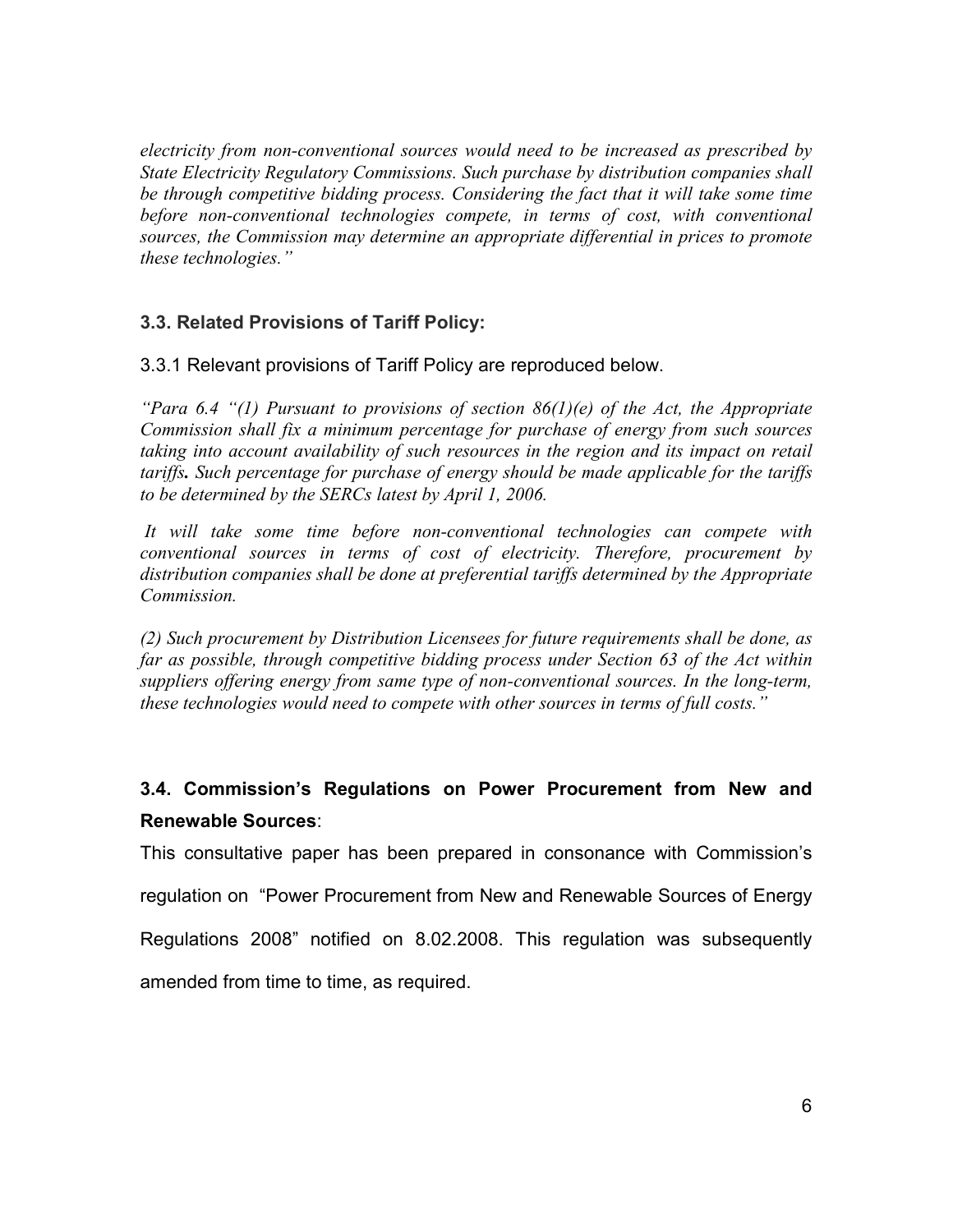*electricity from non-conventional sources would need to be increased as prescribed by State Electricity Regulatory Commissions. Such purchase by distribution companies shall be through competitive bidding process. Considering the fact that it will take some time before non-conventional technologies compete, in terms of cost, with conventional sources, the Commission may determine an appropriate differential in prices to promote these technologies."*

### 3.3. Related Provisions of Tariff Policy:

3.3.1 Relevant provisions of Tariff Policy are reproduced below.

*"Para 6.4 "(1) Pursuant to provisions of section 86(1)(e) of the Act, the Appropriate Commission shall fix a minimum percentage for purchase of energy from such sources taking into account availability of such resources in the region and its impact on retail tariffs**.** Such percentage for purchase of energy should be made applicable for the tariffs to be determined by the SERCs latest by April 1, 2006.*

*It will take some time before non-conventional technologies can compete with conventional sources in terms of cost of electricity. Therefore, procurement by distribution companies shall be done at preferential tariffs determined by the Appropriate Commission.*

*(2) Such procurement by Distribution Licensees for future requirements shall be done, as far as possible, through competitive bidding process under Section 63 of the Act within suppliers offering energy from same type of non-conventional sources. In the long-term, these technologies would need to compete with other sources in terms of full costs."*

### 3.4. Commission's Regulations on Power Procurement from New and Renewable Sources:

This consultative paper has been prepared in consonance with Commission's regulation on "Power Procurement from New and Renewable Sources of Energy Regulations 2008" notified on 8.02.2008. This regulation was subsequently amended from time to time, as required.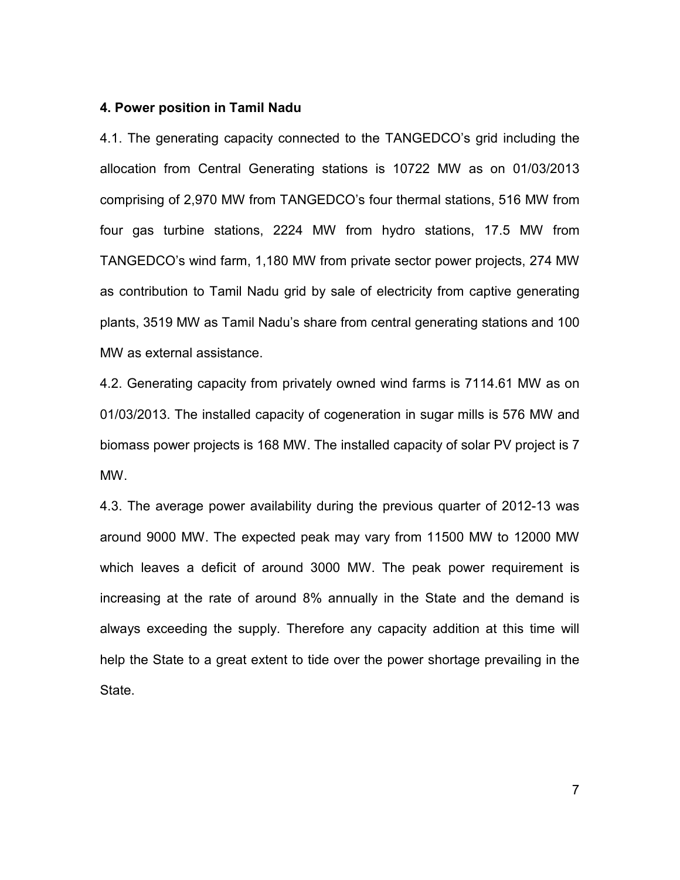## 4. Power position in Tamil Nadu

4.1. The generating capacity connected to the TANGEDCO's grid including the allocation from Central Generating stations is 10722 MW as on 01/03/2013 comprising of 2,970 MW from TANGEDCO's four thermal stations, 516 MW from four gas turbine stations, 2224 MW from hydro stations, 17.5 MW from TANGEDCO's wind farm, 1,180 MW from private sector power projects, 274 MW as contribution to Tamil Nadu grid by sale of electricity from captive generating plants, 3519 MW as Tamil Nadu's share from central generating stations and 100 MW as external assistance.

4.2. Generating capacity from privately owned wind farms is 7114.61 MW as on 01/03/2013. The installed capacity of cogeneration in sugar mills is 576 MW and biomass power projects is 168 MW. The installed capacity of solar PV project is 7 MW.

4.3. The average power availability during the previous quarter of 2012-13 was around 9000 MW. The expected peak may vary from 11500 MW to 12000 MW which leaves a deficit of around 3000 MW. The peak power requirement is increasing at the rate of around 8% annually in the State and the demand is always exceeding the supply. Therefore any capacity addition at this time will help the State to a great extent to tide over the power shortage prevailing in the State.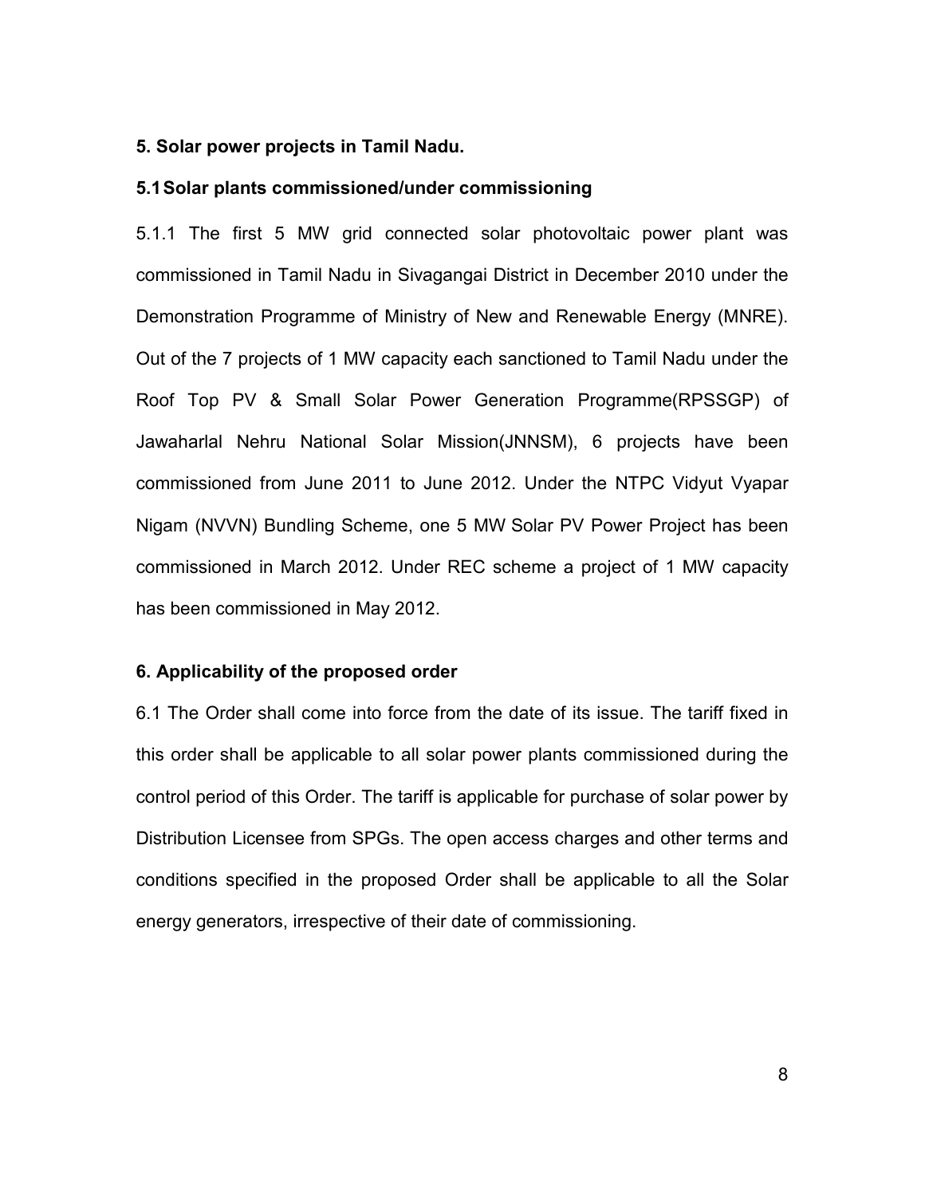## 5. Solar power projects in Tamil Nadu.

### 5.1 Solar plants commissioned/under commissioning

5.1.1 The first 5 MW grid connected solar photovoltaic power plant was commissioned in Tamil Nadu in Sivagangai District in December 2010 under the Demonstration Programme of Ministry of New and Renewable Energy (MNRE). Out of the 7 projects of 1 MW capacity each sanctioned to Tamil Nadu under the Roof Top PV & Small Solar Power Generation Programme(RPSSGP) of Jawaharlal Nehru National Solar Mission(JNNSM), 6 projects have been commissioned from June 2011 to June 2012. Under the NTPC Vidyut Vyapar Nigam (NVVN) Bundling Scheme, one 5 MW Solar PV Power Project has been commissioned in March 2012. Under REC scheme a project of 1 MW capacity has been commissioned in May 2012.

## 6. Applicability of the proposed order

6.1 The Order shall come into force from the date of its issue. The tariff fixed in this order shall be applicable to all solar power plants commissioned during the control period of this Order. The tariff is applicable for purchase of solar power by Distribution Licensee from SPGs. The open access charges and other terms and conditions specified in the proposed Order shall be applicable to all the Solar energy generators, irrespective of their date of commissioning.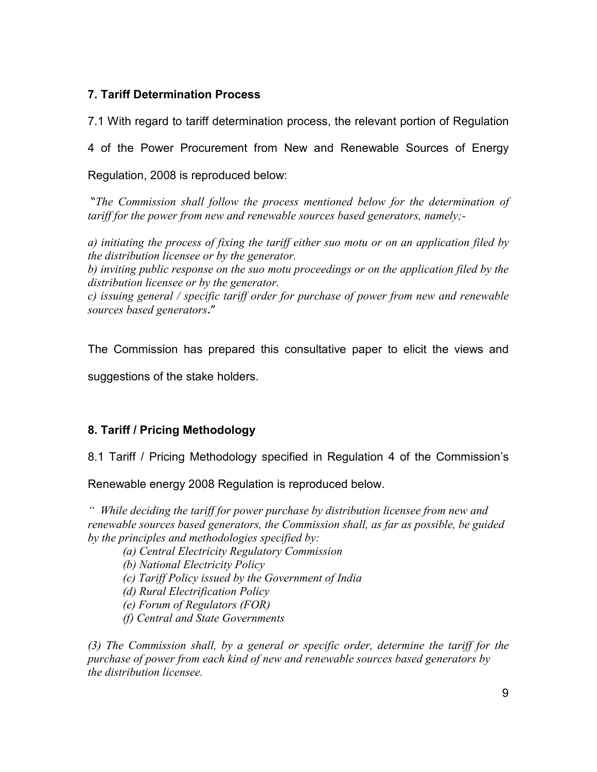## 7. Tariff Determination Process

7.1 With regard to tariff determination process, the relevant portion of Regulation 4 of the Power Procurement from New and Renewable Sources of Energy Regulation, 2008 is reproduced below:

"*The Commission shall follow the process mentioned below for the determination of tariff for the power from new and renewable sources based generators, namely;-*

*a) initiating the process of fixing the tariff either suo motu or on an application filed by the distribution licensee or by the generator.*
*b) inviting public response on the suo motu proceedings or on the application filed by the distribution licensee or by the generator.*
*c) issuing general / specific tariff order for purchase of power from new and renewable sources based generators*."

The Commission has prepared this consultative paper to elicit the views and suggestions of the stake holders.

## 8. Tariff / Pricing Methodology

8.1 Tariff / Pricing Methodology specified in Regulation 4 of the Commission's Renewable energy 2008 Regulation is reproduced below.

*" While deciding the tariff for power purchase by distribution licensee from new and renewable sources based generators, the Commission shall, as far as possible, be guided by the principles and methodologies specified by:*

*(a) Central Electricity Regulatory Commission*
*(b) National Electricity Policy*
*(c) Tariff Policy issued by the Government of India*
*(d) Rural Electrification Policy*
*(e) Forum of Regulators (FOR)*
*(f) Central and State Governments*

*(3) The Commission shall, by a general or specific order, determine the tariff for the purchase of power from each kind of new and renewable sources based generators by the distribution licensee.*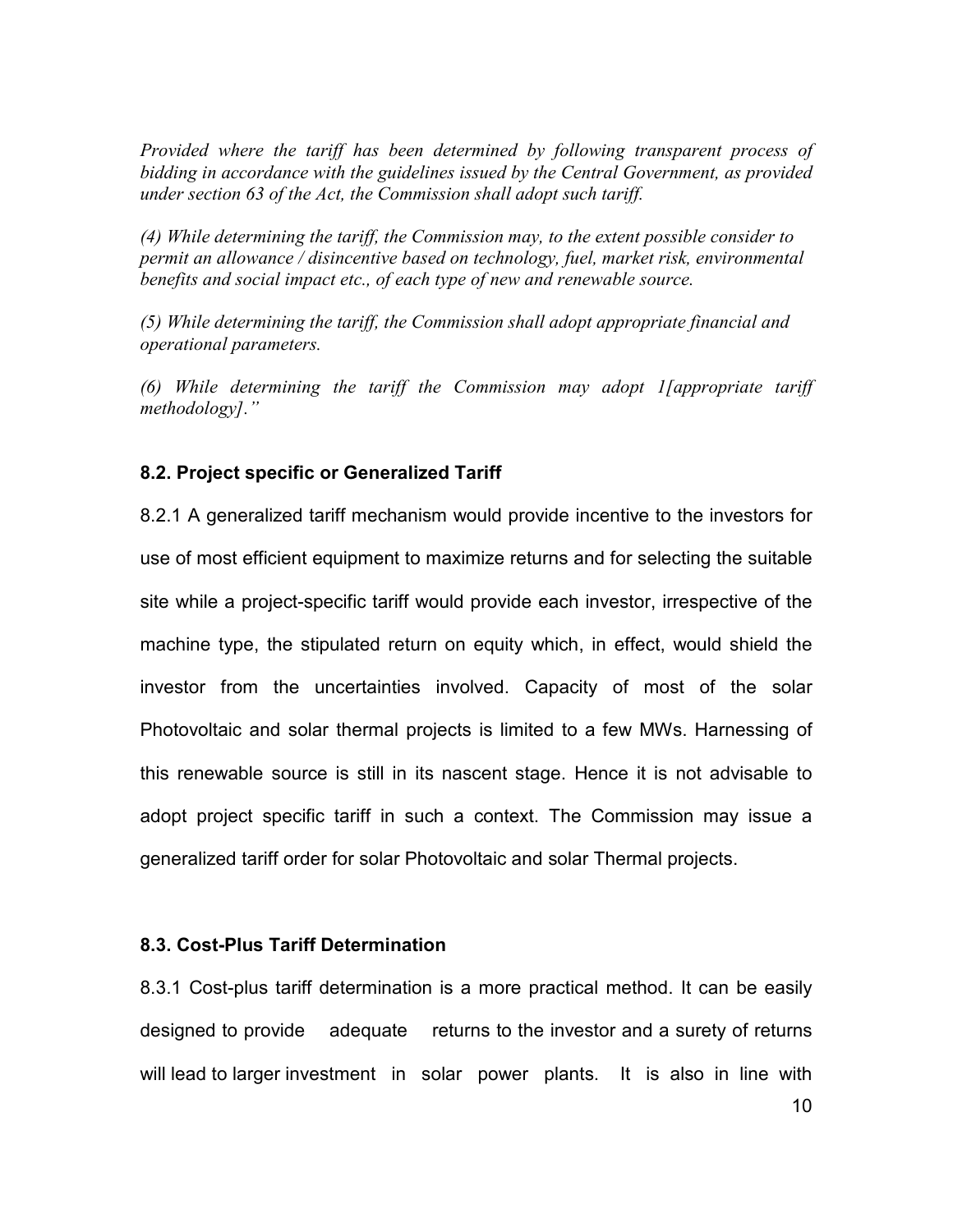*Provided where the tariff has been determined by following transparent process of bidding in accordance with the guidelines issued by the Central Government, as provided under section 63 of the Act, the Commission shall adopt such tariff.*

*(4) While determining the tariff, the Commission may, to the extent possible consider to permit an allowance / disincentive based on technology, fuel, market risk, environmental benefits and social impact etc., of each type of new and renewable source.*

*(5) While determining the tariff, the Commission shall adopt appropriate financial and operational parameters.*

*(6) While determining the tariff the Commission may adopt 1[appropriate tariff methodology]."*

### 8.2. Project specific or Generalized Tariff

8.2.1 A generalized tariff mechanism would provide incentive to the investors for use of most efficient equipment to maximize returns and for selecting the suitable site while a project-specific tariff would provide each investor, irrespective of the machine type, the stipulated return on equity which, in effect, would shield the investor from the uncertainties involved. Capacity of most of the solar Photovoltaic and solar thermal projects is limited to a few MWs. Harnessing of this renewable source is still in its nascent stage. Hence it is not advisable to adopt project specific tariff in such a context. The Commission may issue a generalized tariff order for solar Photovoltaic and solar Thermal projects.

### 8.3. Cost-Plus Tariff Determination

8.3.1 Cost-plus tariff determination is a more practical method. It can be easily designed to provide adequate returns to the investor and a surety of returns will lead to larger investment in solar power plants. It is also in line with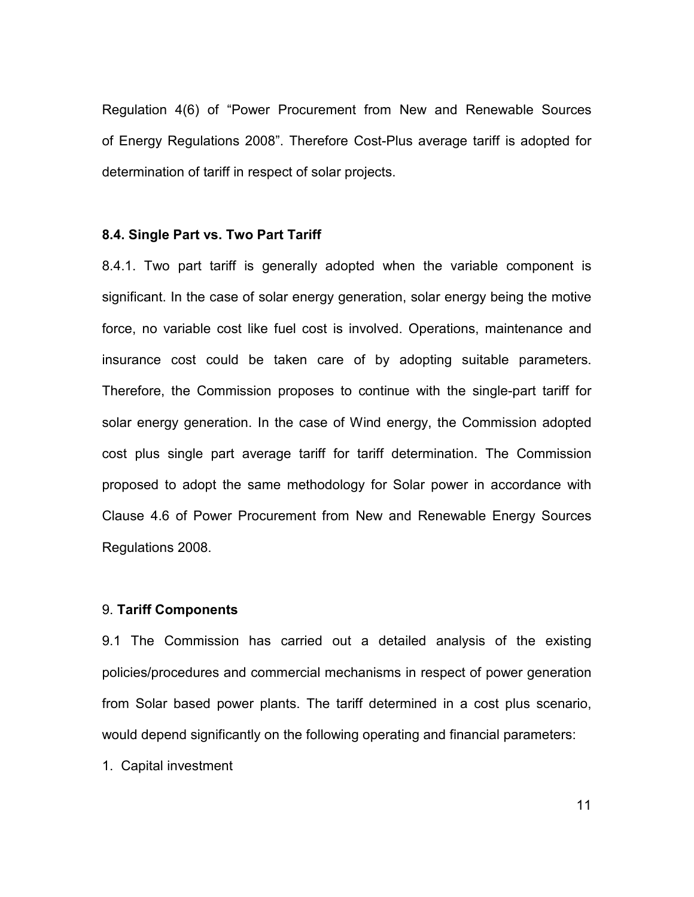Regulation 4(6) of "Power Procurement from New and Renewable Sources of Energy Regulations 2008". Therefore Cost-Plus average tariff is adopted for determination of tariff in respect of solar projects.

### 8.4. Single Part vs. Two Part Tariff

8.4.1. Two part tariff is generally adopted when the variable component is significant. In the case of solar energy generation, solar energy being the motive force, no variable cost like fuel cost is involved. Operations, maintenance and insurance cost could be taken care of by adopting suitable parameters. Therefore, the Commission proposes to continue with the single-part tariff for solar energy generation. In the case of Wind energy, the Commission adopted cost plus single part average tariff for tariff determination. The Commission proposed to adopt the same methodology for Solar power in accordance with Clause 4.6 of Power Procurement from New and Renewable Energy Sources Regulations 2008.

## 9. **Tariff Components**

9.1 The Commission has carried out a detailed analysis of the existing policies/procedures and commercial mechanisms in respect of power generation from Solar based power plants. The tariff determined in a cost plus scenario, would depend significantly on the following operating and financial parameters:

1. Capital investment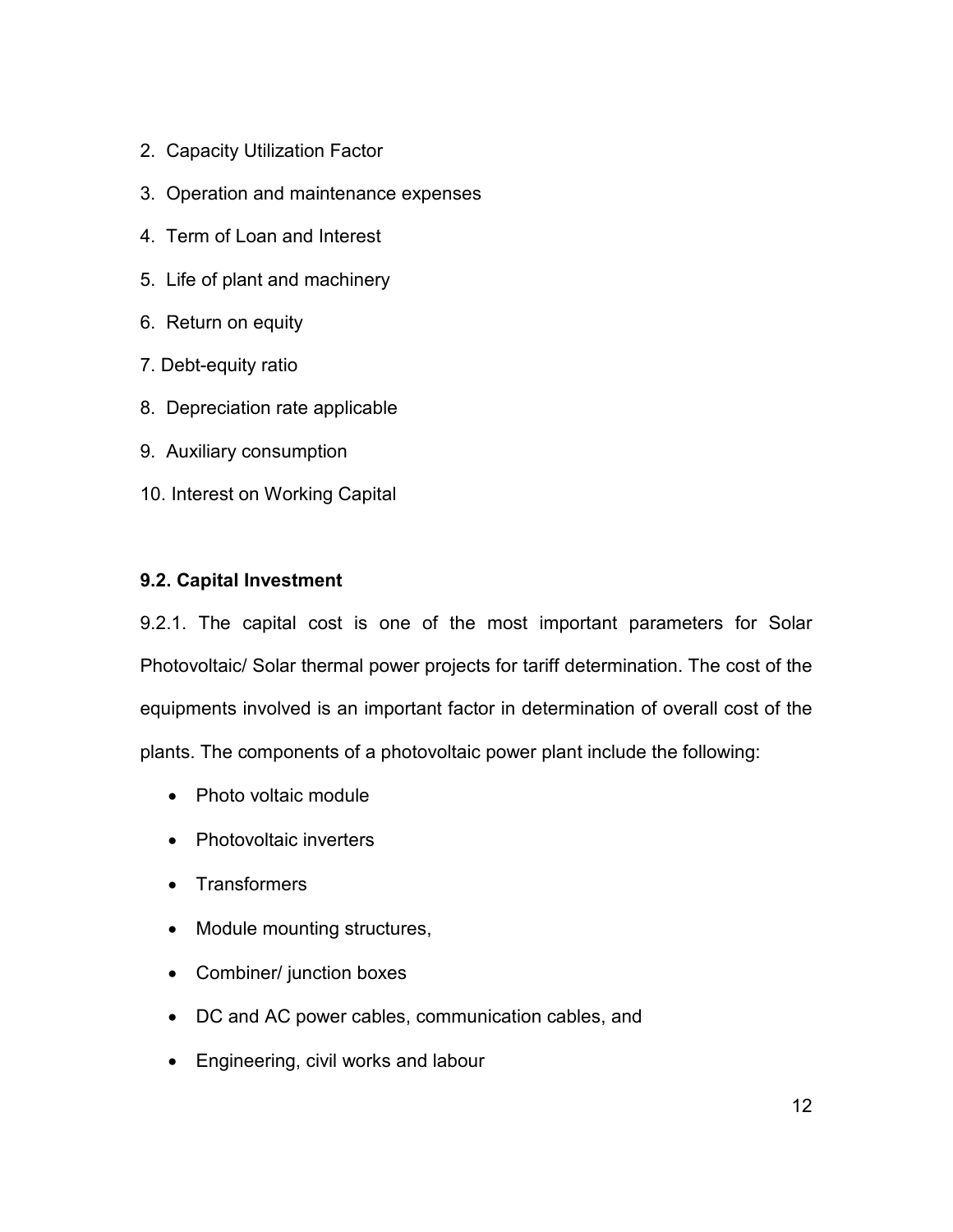2. Capacity Utilization Factor
3. Operation and maintenance expenses
4. Term of Loan and Interest
5. Life of plant and machinery
6. Return on equity
7. Debt-equity ratio
8. Depreciation rate applicable
9. Auxiliary consumption
10. Interest on Working Capital

**9.2. Capital Investment**

9.2.1. The capital cost is one of the most important parameters for Solar Photovoltaic/ Solar thermal power projects for tariff determination. The cost of the equipments involved is an important factor in determination of overall cost of the plants. The components of a photovoltaic power plant include the following:

- Photo voltaic module
- Photovoltaic inverters
- Transformers
- Module mounting structures,
- Combiner/ junction boxes
- DC and AC power cables, communication cables, and
- Engineering, civil works and labour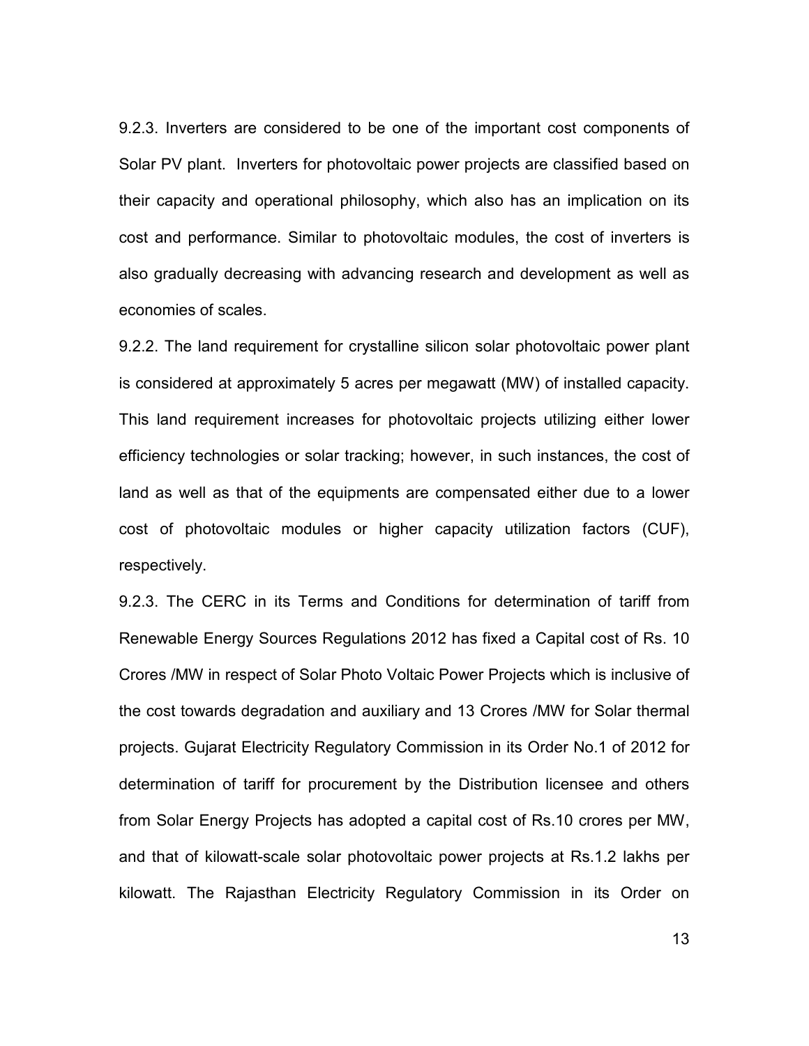9.2.3. Inverters are considered to be one of the important cost components of Solar PV plant. Inverters for photovoltaic power projects are classified based on their capacity and operational philosophy, which also has an implication on its cost and performance. Similar to photovoltaic modules, the cost of inverters is also gradually decreasing with advancing research and development as well as economies of scales.

9.2.2. The land requirement for crystalline silicon solar photovoltaic power plant is considered at approximately 5 acres per megawatt (MW) of installed capacity. This land requirement increases for photovoltaic projects utilizing either lower efficiency technologies or solar tracking; however, in such instances, the cost of land as well as that of the equipments are compensated either due to a lower cost of photovoltaic modules or higher capacity utilization factors (CUF), respectively.

9.2.3. The CERC in its Terms and Conditions for determination of tariff from Renewable Energy Sources Regulations 2012 has fixed a Capital cost of Rs. 10 Crores /MW in respect of Solar Photo Voltaic Power Projects which is inclusive of the cost towards degradation and auxiliary and 13 Crores /MW for Solar thermal projects. Gujarat Electricity Regulatory Commission in its Order No.1 of 2012 for determination of tariff for procurement by the Distribution licensee and others from Solar Energy Projects has adopted a capital cost of Rs.10 crores per MW, and that of kilowatt-scale solar photovoltaic power projects at Rs.1.2 lakhs per kilowatt. The Rajasthan Electricity Regulatory Commission in its Order on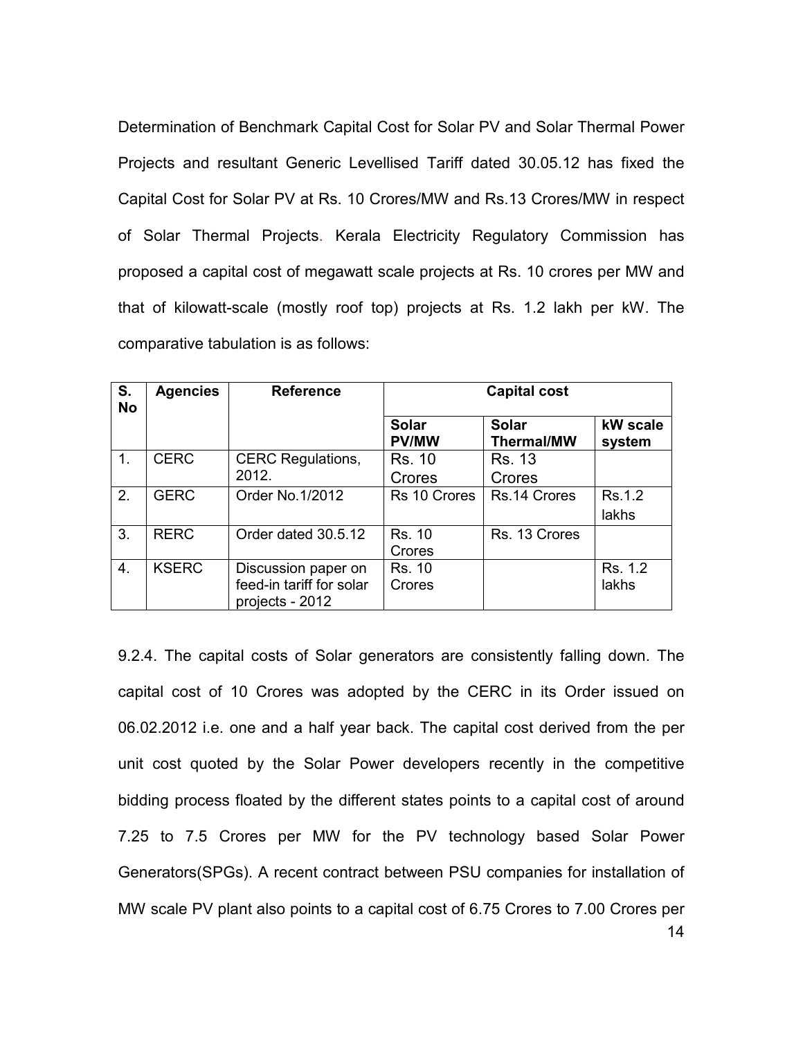Determination of Benchmark Capital Cost for Solar PV and Solar Thermal Power Projects and resultant Generic Levellised Tariff dated 30.05.12 has fixed the Capital Cost for Solar PV at Rs. 10 Crores/MW and Rs.13 Crores/MW in respect of Solar Thermal Projects. Kerala Electricity Regulatory Commission has proposed a capital cost of megawatt scale projects at Rs. 10 crores per MW and that of kilowatt-scale (mostly roof top) projects at Rs. 1.2 lakh per kW. The comparative tabulation is as follows:

| S. No | Agencies | Reference | Capital cost | | |
|---|---|---|---|---|---|
| | | | **Solar PV/MW** | **Solar Thermal/MW** | **kW scale system** |
| 1. | CERC | CERC Regulations, 2012. | Rs. 10 Crores | Rs. 13 Crores | |
| 2. | GERC | Order No.1/2012 | Rs 10 Crores | Rs.14 Crores | Rs.1.2 lakhs |
| 3. | RERC | Order dated 30.5.12 | Rs. 10 Crores | Rs. 13 Crores | |
| 4. | KSERC | Discussion paper on feed-in tariff for solar projects - 2012 | Rs. 10 Crores | | Rs. 1.2 lakhs |

9.2.4. The capital costs of Solar generators are consistently falling down. The capital cost of 10 Crores was adopted by the CERC in its Order issued on 06.02.2012 i.e. one and a half year back. The capital cost derived from the per unit cost quoted by the Solar Power developers recently in the competitive bidding process floated by the different states points to a capital cost of around 7.25 to 7.5 Crores per MW for the PV technology based Solar Power Generators(SPGs). A recent contract between PSU companies for installation of MW scale PV plant also points to a capital cost of 6.75 Crores to 7.00 Crores per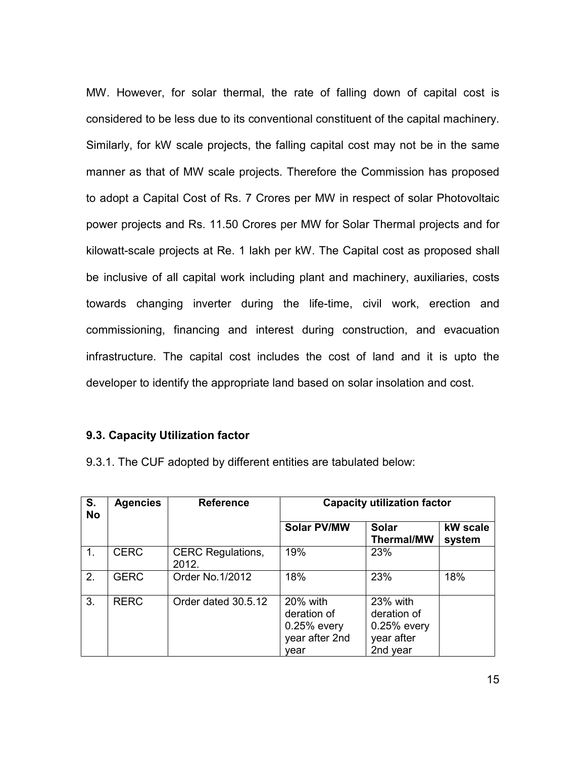MW. However, for solar thermal, the rate of falling down of capital cost is considered to be less due to its conventional constituent of the capital machinery. Similarly, for kW scale projects, the falling capital cost may not be in the same manner as that of MW scale projects. Therefore the Commission has proposed to adopt a Capital Cost of Rs. 7 Crores per MW in respect of solar Photovoltaic power projects and Rs. 11.50 Crores per MW for Solar Thermal projects and for kilowatt-scale projects at Re. 1 lakh per kW. The Capital cost as proposed shall be inclusive of all capital work including plant and machinery, auxiliaries, costs towards changing inverter during the life-time, civil work, erection and commissioning, financing and interest during construction, and evacuation infrastructure. The capital cost includes the cost of land and it is upto the developer to identify the appropriate land based on solar insolation and cost.

### 9.3. Capacity Utilization factor

9.3.1. The CUF adopted by different entities are tabulated below:

| S. No | Agencies | Reference | Capacity utilization factor | | |
|---|---|---|---|---|---|
| | | | Solar PV/MW | Solar Thermal/MW | kW scale system |
| 1. | CERC | CERC Regulations, 2012. | 19% | 23% | |
| 2. | GERC | Order No.1/2012 | 18% | 23% | 18% |
| 3. | RERC | Order dated 30.5.12 | 20% with deration of 0.25% every year after 2nd year | 23% with deration of 0.25% every year after 2nd year | |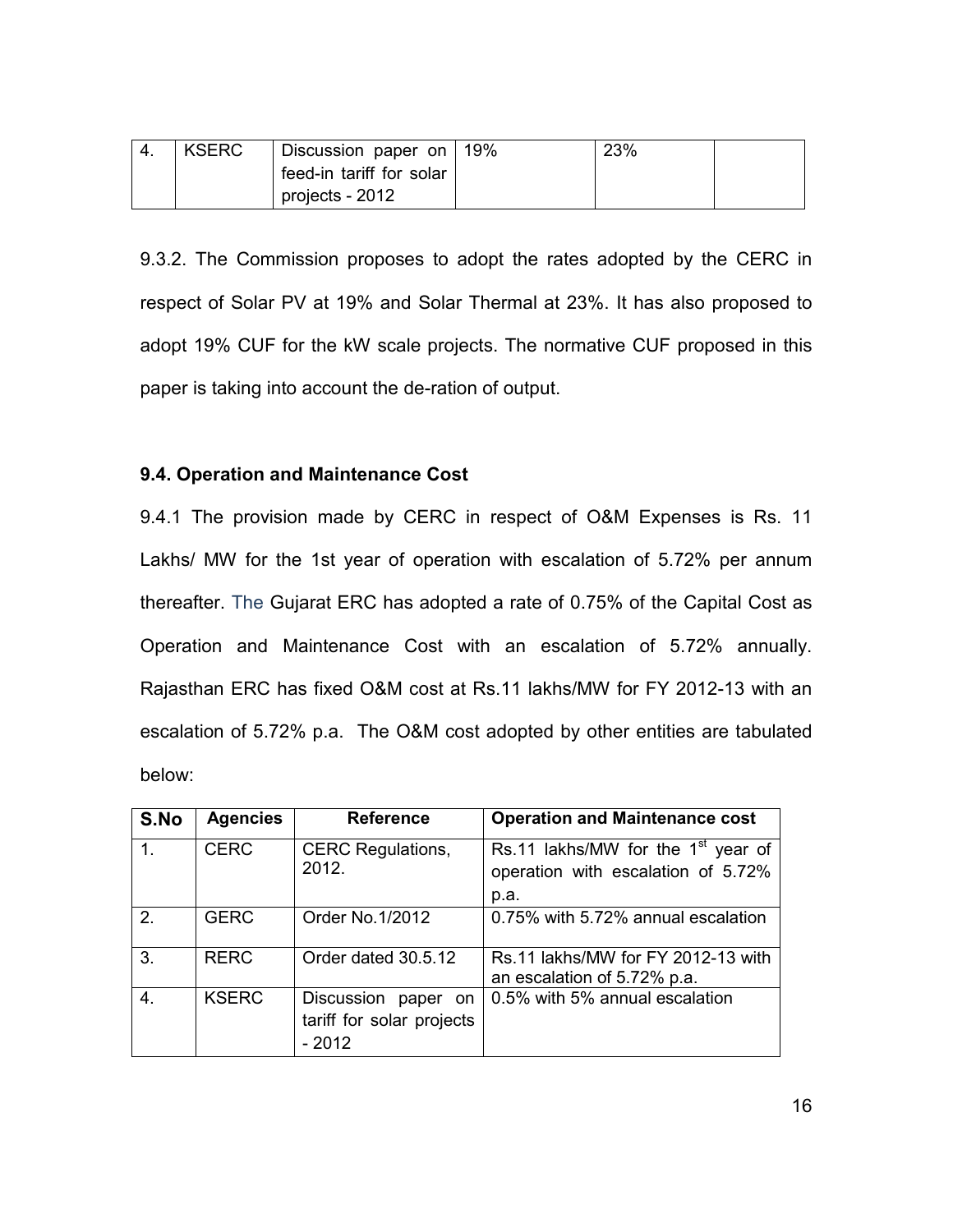| 4. | KSERC | Discussion paper on feed-in tariff for solar projects - 2012 | 19% | 23% | |
|---|---|---|---|---|---|

9.3.2. The Commission proposes to adopt the rates adopted by the CERC in respect of Solar PV at 19% and Solar Thermal at 23%. It has also proposed to adopt 19% CUF for the kW scale projects. The normative CUF proposed in this paper is taking into account the de-ration of output.

### 9.4. Operation and Maintenance Cost

9.4.1 The provision made by CERC in respect of O&M Expenses is Rs. 11 Lakhs/ MW for the 1st year of operation with escalation of 5.72% per annum thereafter. The Gujarat ERC has adopted a rate of 0.75% of the Capital Cost as Operation and Maintenance Cost with an escalation of 5.72% annually. Rajasthan ERC has fixed O&M cost at Rs.11 lakhs/MW for FY 2012-13 with an escalation of 5.72% p.a. The O&M cost adopted by other entities are tabulated below:

| S.No | Agencies | Reference | Operation and Maintenance cost |
|---|---|---|---|
| 1. | CERC | CERC Regulations, 2012. | Rs.11 lakhs/MW for the 1st year of operation with escalation of 5.72% p.a. |
| 2. | GERC | Order No.1/2012 | 0.75% with 5.72% annual escalation |
| 3. | RERC | Order dated 30.5.12 | Rs.11 lakhs/MW for FY 2012-13 with an escalation of 5.72% p.a. |
| 4. | KSERC | Discussion paper on tariff for solar projects - 2012 | 0.5% with 5% annual escalation |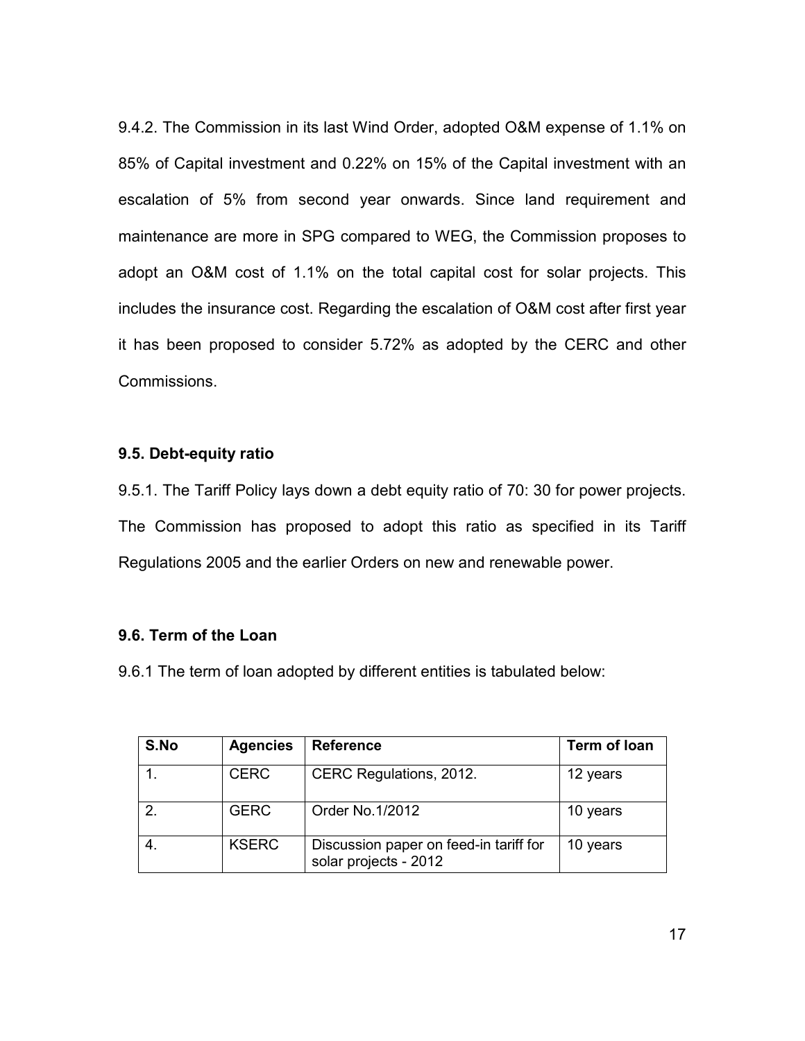9.4.2. The Commission in its last Wind Order, adopted O&M expense of 1.1% on 85% of Capital investment and 0.22% on 15% of the Capital investment with an escalation of 5% from second year onwards. Since land requirement and maintenance are more in SPG compared to WEG, the Commission proposes to adopt an O&M cost of 1.1% on the total capital cost for solar projects. This includes the insurance cost. Regarding the escalation of O&M cost after first year it has been proposed to consider 5.72% as adopted by the CERC and other Commissions.

### 9.5. Debt-equity ratio

9.5.1. The Tariff Policy lays down a debt equity ratio of 70: 30 for power projects. The Commission has proposed to adopt this ratio as specified in its Tariff Regulations 2005 and the earlier Orders on new and renewable power.

### 9.6. Term of the Loan

9.6.1 The term of loan adopted by different entities is tabulated below:

| S.No | Agencies | Reference | Term of loan |
|---|---|---|---|
| 1. | CERC | CERC Regulations, 2012. | 12 years |
| 2. | GERC | Order No.1/2012 | 10 years |
| 4. | KSERC | Discussion paper on feed-in tariff for solar projects - 2012 | 10 years |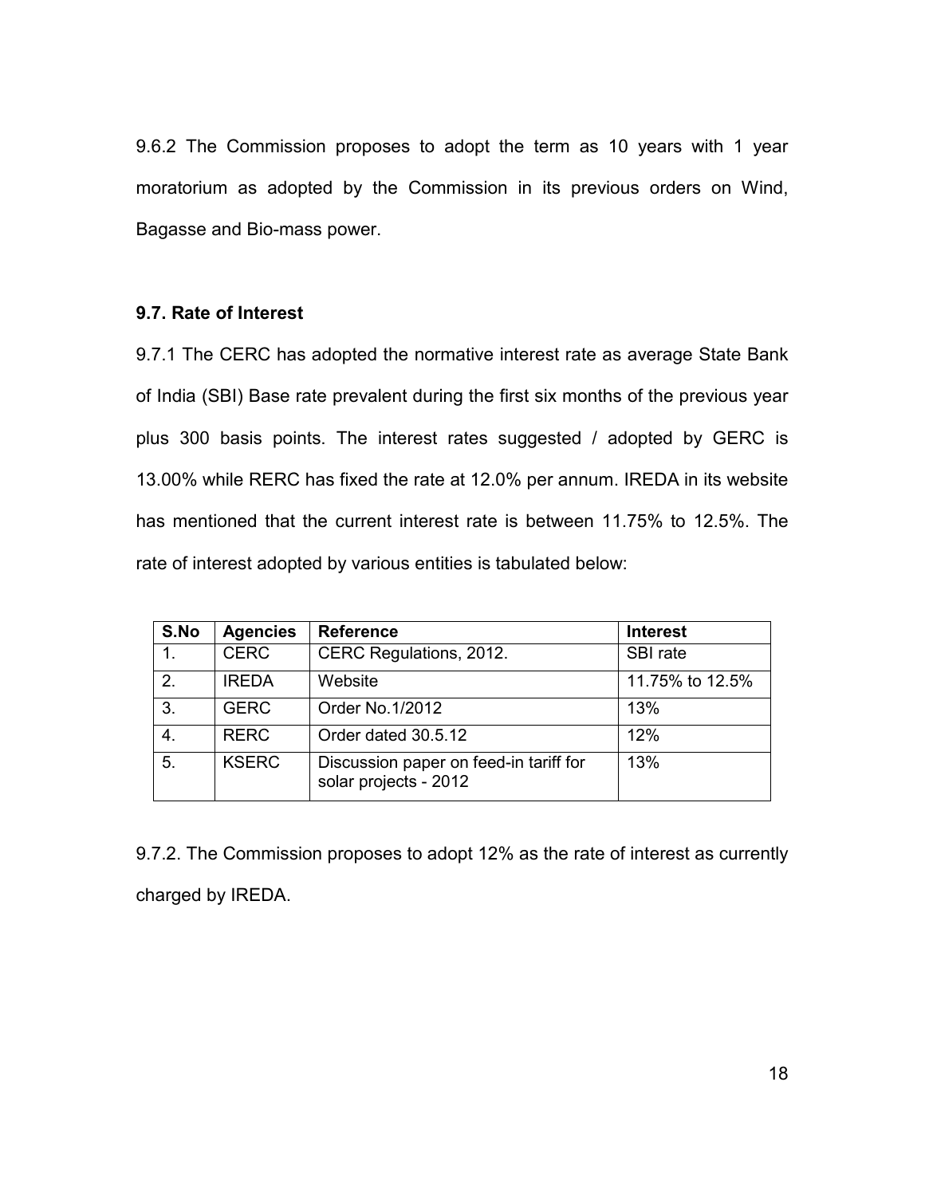9.6.2 The Commission proposes to adopt the term as 10 years with 1 year moratorium as adopted by the Commission in its previous orders on Wind, Bagasse and Bio-mass power.

### 9.7. Rate of Interest

9.7.1 The CERC has adopted the normative interest rate as average State Bank of India (SBI) Base rate prevalent during the first six months of the previous year plus 300 basis points. The interest rates suggested / adopted by GERC is 13.00% while RERC has fixed the rate at 12.0% per annum. IREDA in its website has mentioned that the current interest rate is between 11.75% to 12.5%. The rate of interest adopted by various entities is tabulated below:

| S.No | Agencies | Reference | Interest |
|---|---|---|---|
| 1. | CERC | CERC Regulations, 2012. | SBI rate |
| 2. | IREDA | Website | 11.75% to 12.5% |
| 3. | GERC | Order No.1/2012 | 13% |
| 4. | RERC | Order dated 30.5.12 | 12% |
| 5. | KSERC | Discussion paper on feed-in tariff for solar projects - 2012 | 13% |

9.7.2. The Commission proposes to adopt 12% as the rate of interest as currently charged by IREDA.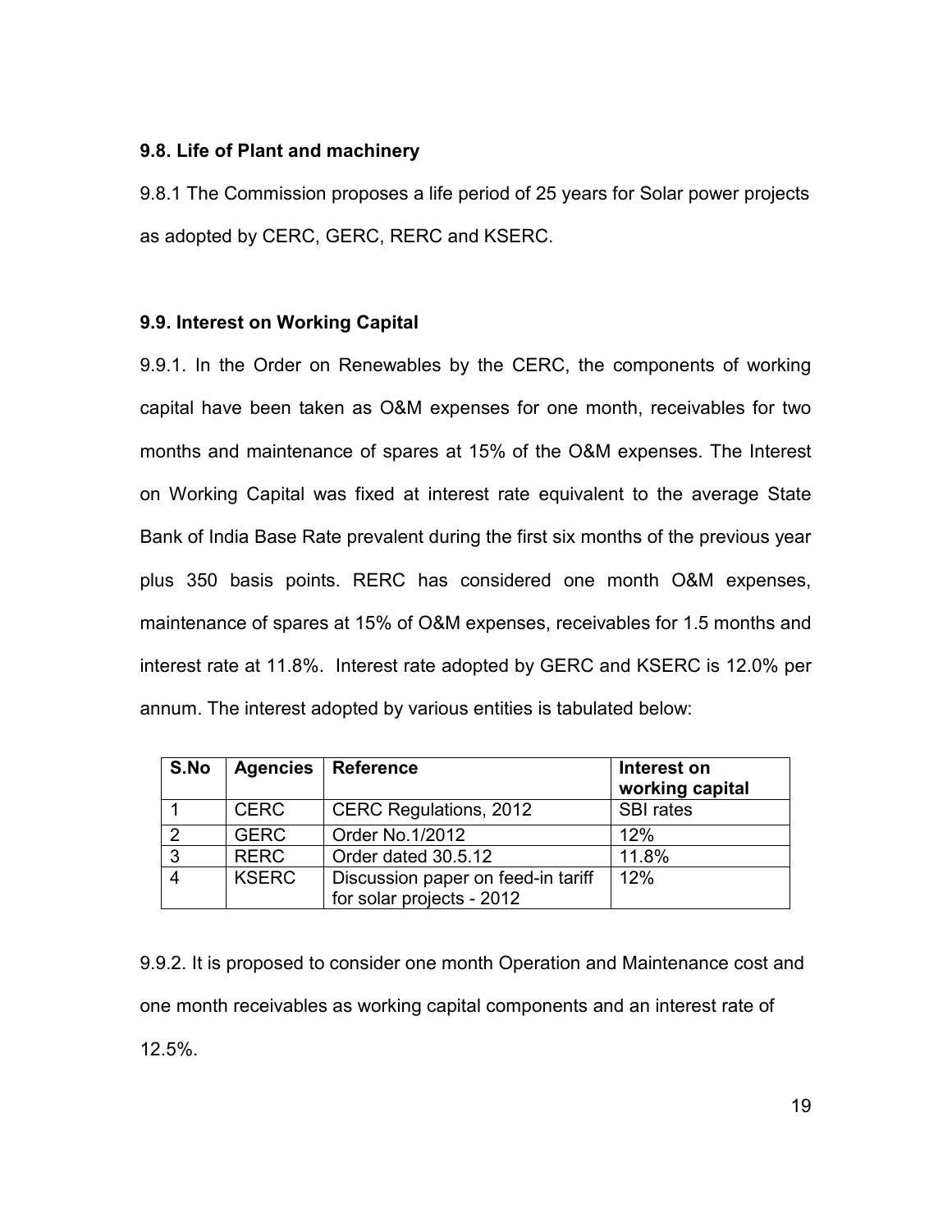### 9.8. Life of Plant and machinery

9.8.1 The Commission proposes a life period of 25 years for Solar power projects as adopted by CERC, GERC, RERC and KSERC.

### 9.9. Interest on Working Capital

9.9.1. In the Order on Renewables by the CERC, the components of working capital have been taken as O&M expenses for one month, receivables for two months and maintenance of spares at 15% of the O&M expenses. The Interest on Working Capital was fixed at interest rate equivalent to the average State Bank of India Base Rate prevalent during the first six months of the previous year plus 350 basis points. RERC has considered one month O&M expenses, maintenance of spares at 15% of O&M expenses, receivables for 1.5 months and interest rate at 11.8%. Interest rate adopted by GERC and KSERC is 12.0% per annum. The interest adopted by various entities is tabulated below:

| S.No | Agencies | Reference | Interest on working capital |
|---|---|---|---|
| 1 | CERC | CERC Regulations, 2012 | SBI rates |
| 2 | GERC | Order No.1/2012 | 12% |
| 3 | RERC | Order dated 30.5.12 | 11.8% |
| 4 | KSERC | Discussion paper on feed-in tariff for solar projects - 2012 | 12% |

9.9.2. It is proposed to consider one month Operation and Maintenance cost and one month receivables as working capital components and an interest rate of 12.5%.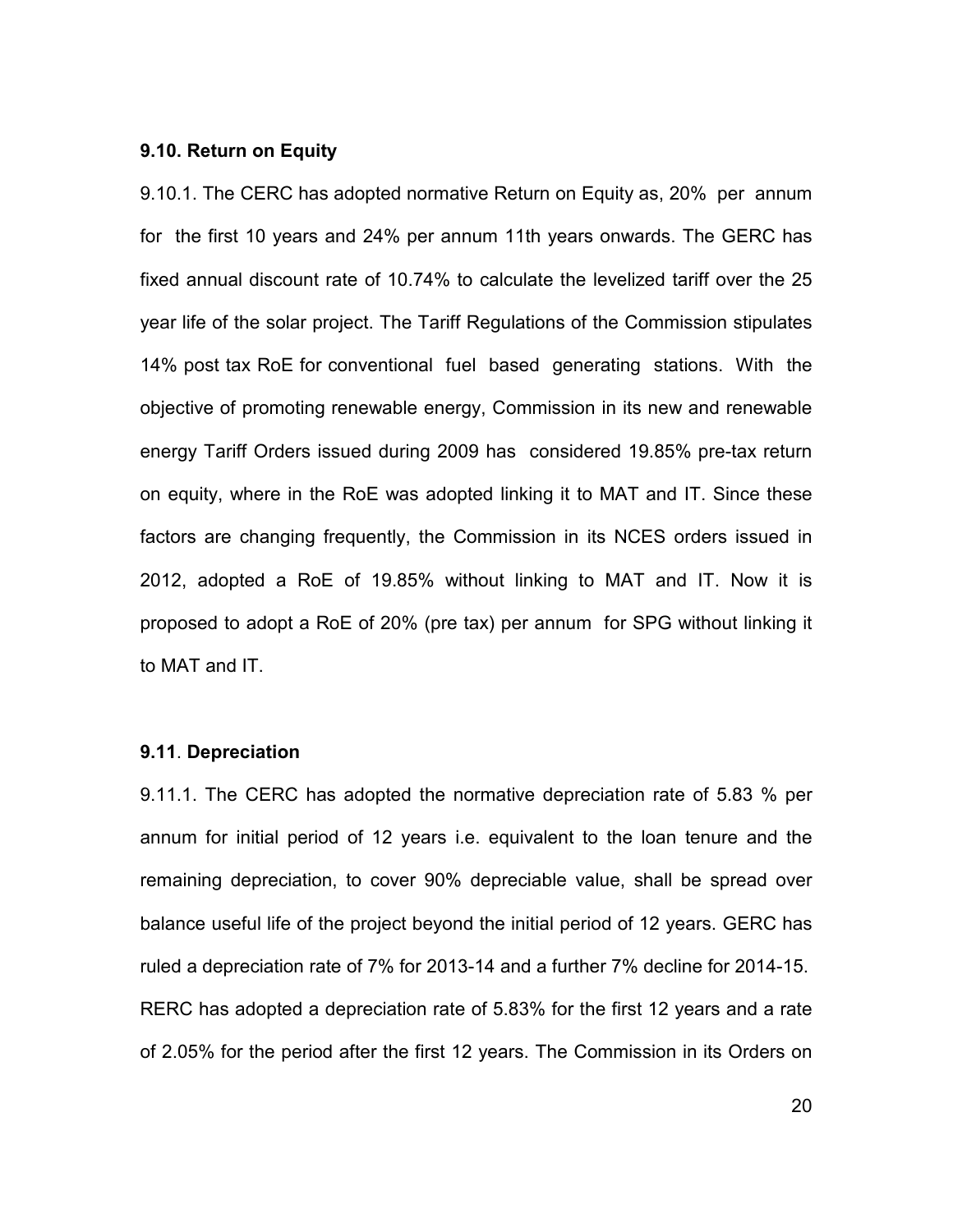### 9.10. Return on Equity

9.10.1. The CERC has adopted normative Return on Equity as, 20% per annum for the first 10 years and 24% per annum 11th years onwards. The GERC has fixed annual discount rate of 10.74% to calculate the levelized tariff over the 25 year life of the solar project. The Tariff Regulations of the Commission stipulates 14% post tax RoE for conventional fuel based generating stations. With the objective of promoting renewable energy, Commission in its new and renewable energy Tariff Orders issued during 2009 has considered 19.85% pre-tax return on equity, where in the RoE was adopted linking it to MAT and IT. Since these factors are changing frequently, the Commission in its NCES orders issued in 2012, adopted a RoE of 19.85% without linking to MAT and IT. Now it is proposed to adopt a RoE of 20% (pre tax) per annum for SPG without linking it to MAT and IT.

### 9.11. Depreciation

9.11.1. The CERC has adopted the normative depreciation rate of 5.83 % per annum for initial period of 12 years i.e. equivalent to the loan tenure and the remaining depreciation, to cover 90% depreciable value, shall be spread over balance useful life of the project beyond the initial period of 12 years. GERC has ruled a depreciation rate of 7% for 2013-14 and a further 7% decline for 2014-15. RERC has adopted a depreciation rate of 5.83% for the first 12 years and a rate of 2.05% for the period after the first 12 years. The Commission in its Orders on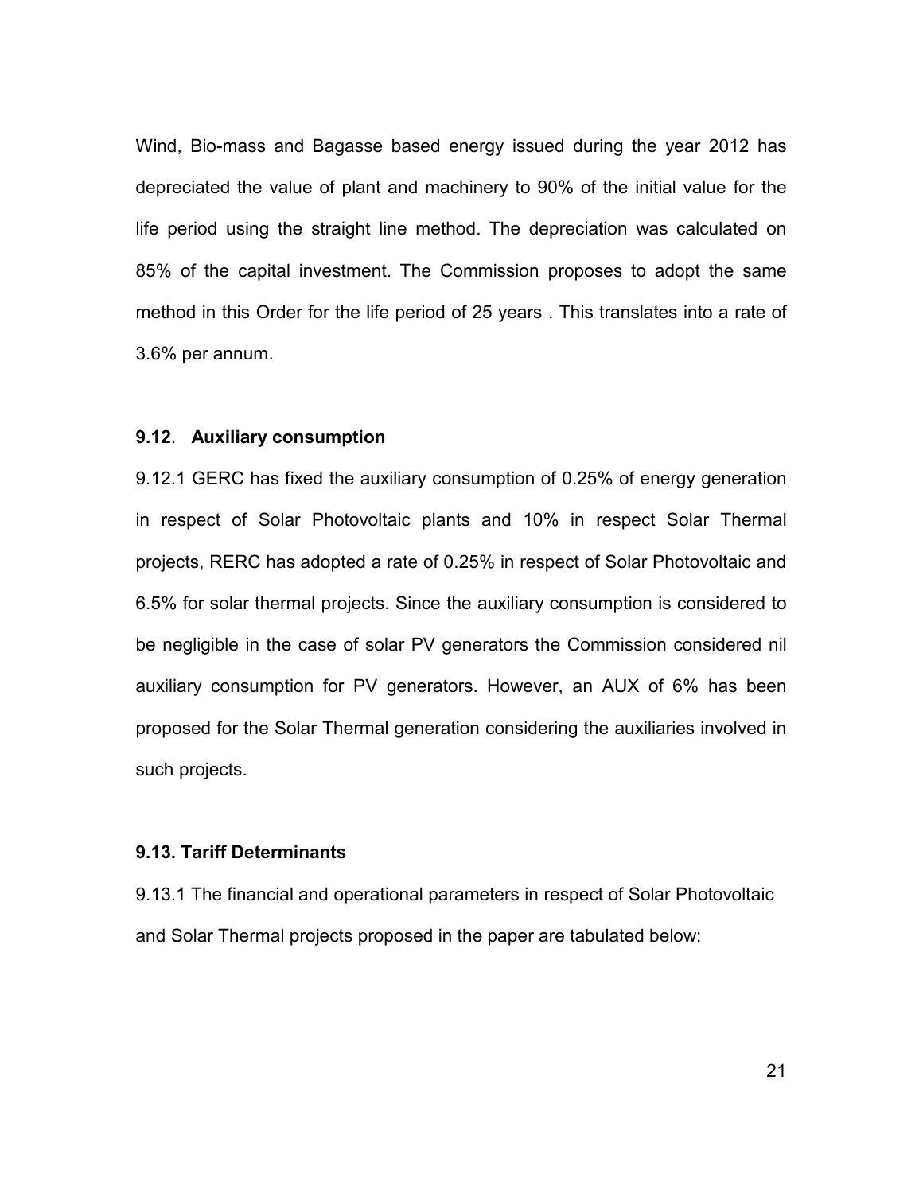Wind, Bio-mass and Bagasse based energy issued during the year 2012 has depreciated the value of plant and machinery to 90% of the initial value for the life period using the straight line method. The depreciation was calculated on 85% of the capital investment. The Commission proposes to adopt the same method in this Order for the life period of 25 years . This translates into a rate of 3.6% per annum.

### **9.12**. **Auxiliary consumption**

9.12.1 GERC has fixed the auxiliary consumption of 0.25% of energy generation in respect of Solar Photovoltaic plants and 10% in respect Solar Thermal projects, RERC has adopted a rate of 0.25% in respect of Solar Photovoltaic and 6.5% for solar thermal projects. Since the auxiliary consumption is considered to be negligible in the case of solar PV generators the Commission considered nil auxiliary consumption for PV generators. However, an AUX of 6% has been proposed for the Solar Thermal generation considering the auxiliaries involved in such projects.

### **9.13. Tariff Determinants**

9.13.1 The financial and operational parameters in respect of Solar Photovoltaic and Solar Thermal projects proposed in the paper are tabulated below: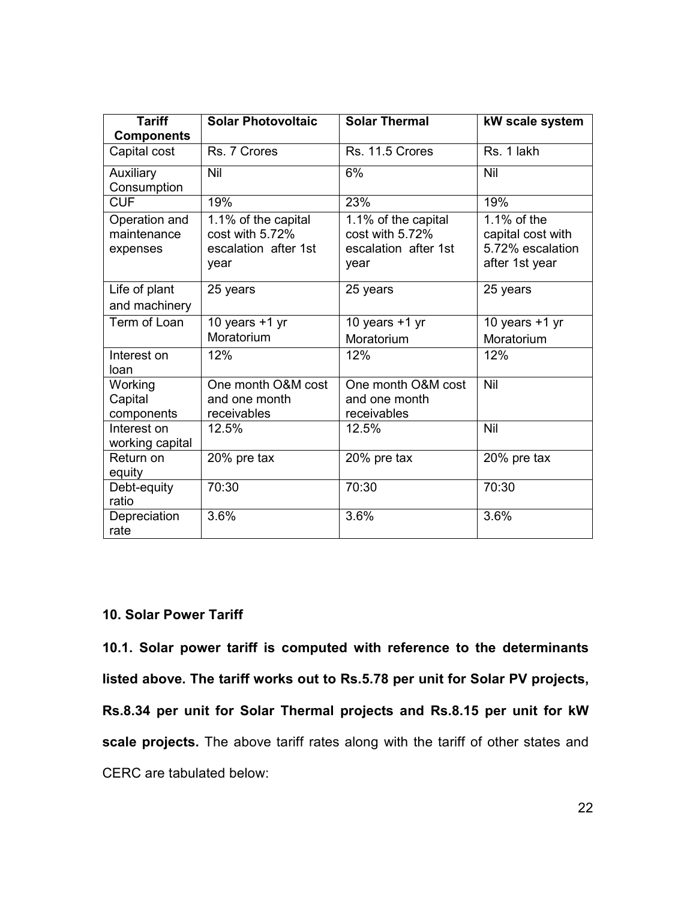| Tariff Components | Solar Photovoltaic | Solar Thermal | kW scale system |
|---|---|---|---|
| Capital cost | Rs. 7 Crores | Rs. 11.5 Crores | Rs. 1 lakh |
| Auxiliary Consumption | Nil | 6% | Nil |
| CUF | 19% | 23% | 19% |
| Operation and maintenance expenses | 1.1% of the capital cost with 5.72% escalation after 1st year | 1.1% of the capital cost with 5.72% escalation after 1st year | 1.1% of the capital cost with 5.72% escalation after 1st year |
| Life of plant and machinery | 25 years | 25 years | 25 years |
| Term of Loan | 10 years +1 yr Moratorium | 10 years +1 yr Moratorium | 10 years +1 yr Moratorium |
| Interest on loan | 12% | 12% | 12% |
| Working Capital components | One month O&M cost and one month receivables | One month O&M cost and one month receivables | Nil |
| Interest on working capital | 12.5% | 12.5% | Nil |
| Return on equity | 20% pre tax | 20% pre tax | 20% pre tax |
| Debt-equity ratio | 70:30 | 70:30 | 70:30 |
| Depreciation rate | 3.6% | 3.6% | 3.6% |

**10. Solar Power Tariff**

**10.1. Solar power tariff is computed with reference to the determinants listed above. The tariff works out to Rs.5.78 per unit for Solar PV projects, Rs.8.34 per unit for Solar Thermal projects and Rs.8.15 per unit for kW scale projects.** The above tariff rates along with the tariff of other states and CERC are tabulated below: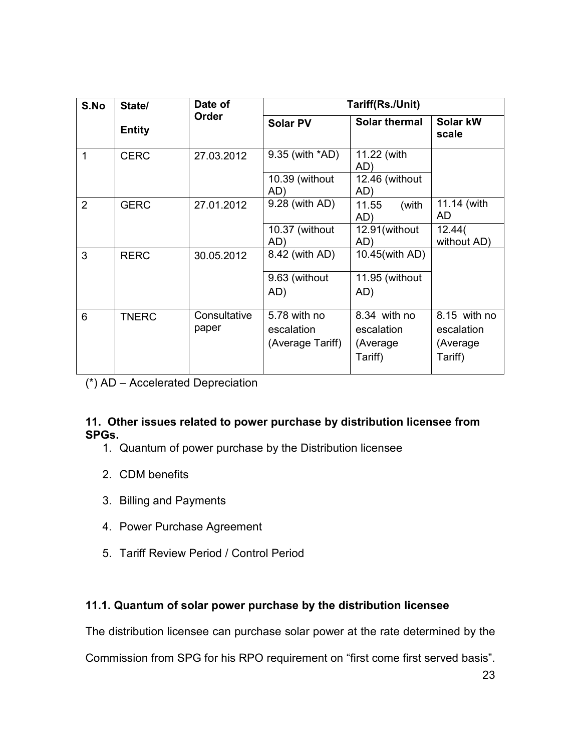| S.No | State/ Entity | Date of Order | Tariff(Rs./Unit) | | |
|---|---|---|---|---|---|
| | | | Solar PV | Solar thermal | Solar kW scale |
| 1 | CERC | 27.03.2012 | 9.35 (with *AD) | 11.22 (with AD) | |
| | | | 10.39 (without AD) | 12.46 (without AD) | |
| 2 | GERC | 27.01.2012 | 9.28 (with AD) | 11.55 (with AD) | 11.14 (with AD |
| | | | 10.37 (without AD) | 12.91(without AD) | 12.44( without AD) |
| 3 | RERC | 30.05.2012 | 8.42 (with AD) | 10.45(with AD) | |
| | | | 9.63 (without AD) | 11.95 (without AD) | |
| 6 | TNERC | Consultative paper | 5.78 with no escalation (Average Tariff) | 8.34 with no escalation (Average Tariff) | 8.15 with no escalation (Average Tariff) |

(*) AD – Accelerated Depreciation

### 11. Other issues related to power purchase by distribution licensee from SPGs.

1. Quantum of power purchase by the Distribution licensee
2. CDM benefits
3. Billing and Payments
4. Power Purchase Agreement
5. Tariff Review Period / Control Period

### 11.1. Quantum of solar power purchase by the distribution licensee

The distribution licensee can purchase solar power at the rate determined by the Commission from SPG for his RPO requirement on "first come first served basis".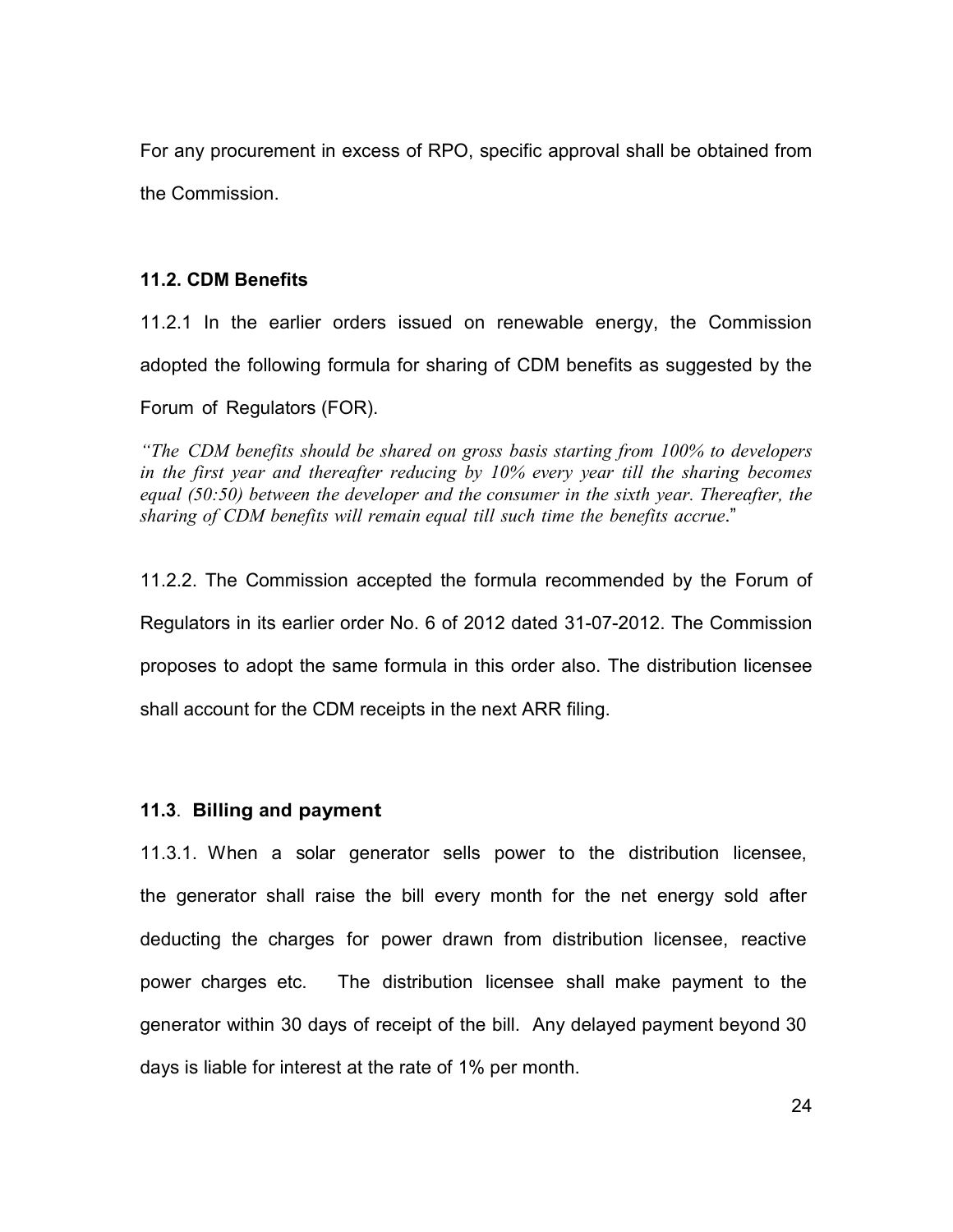For any procurement in excess of RPO, specific approval shall be obtained from the Commission.

### 11.2. CDM Benefits

11.2.1 In the earlier orders issued on renewable energy, the Commission adopted the following formula for sharing of CDM benefits as suggested by the Forum of Regulators (FOR).

*"The CDM benefits should be shared on gross basis starting from 100% to developers in the first year and thereafter reducing by 10% every year till the sharing becomes equal (50:50) between the developer and the consumer in the sixth year. Thereafter, the sharing of CDM benefits will remain equal till such time the benefits accrue."*

11.2.2. The Commission accepted the formula recommended by the Forum of Regulators in its earlier order No. 6 of 2012 dated 31-07-2012. The Commission proposes to adopt the same formula in this order also. The distribution licensee shall account for the CDM receipts in the next ARR filing.

### 11.3. Billing and payment

11.3.1. When a solar generator sells power to the distribution licensee, the generator shall raise the bill every month for the net energy sold after deducting the charges for power drawn from distribution licensee, reactive power charges etc. The distribution licensee shall make payment to the generator within 30 days of receipt of the bill. Any delayed payment beyond 30 days is liable for interest at the rate of 1% per month.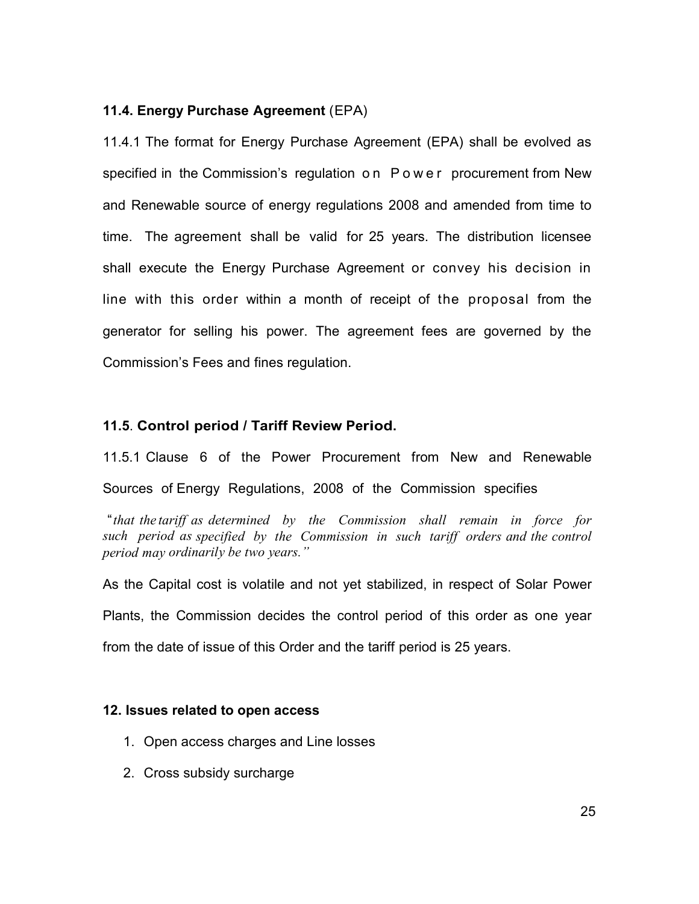### 11.4. **Energy Purchase Agreement** (EPA)

11.4.1 The format for Energy Purchase Agreement (EPA) shall be evolved as specified in the Commission's regulation on Power procurement from New and Renewable source of energy regulations 2008 and amended from time to time. The agreement shall be valid for 25 years. The distribution licensee shall execute the Energy Purchase Agreement or convey his decision in line with this order within a month of receipt of the proposal from the generator for selling his power. The agreement fees are governed by the Commission's Fees and fines regulation.

### 11.5. Control period / Tariff Review Period.

11.5.1 Clause 6 of the Power Procurement from New and Renewable Sources of Energy Regulations, 2008 of the Commission specifies

"*that the tariff as determined by the Commission shall remain in force for such period as specified by the Commission in such tariff orders and the control period may ordinarily be two years.*"

As the Capital cost is volatile and not yet stabilized, in respect of Solar Power Plants, the Commission decides the control period of this order as one year from the date of issue of this Order and the tariff period is 25 years.

## 12. Issues related to open access

1. Open access charges and Line losses
2. Cross subsidy surcharge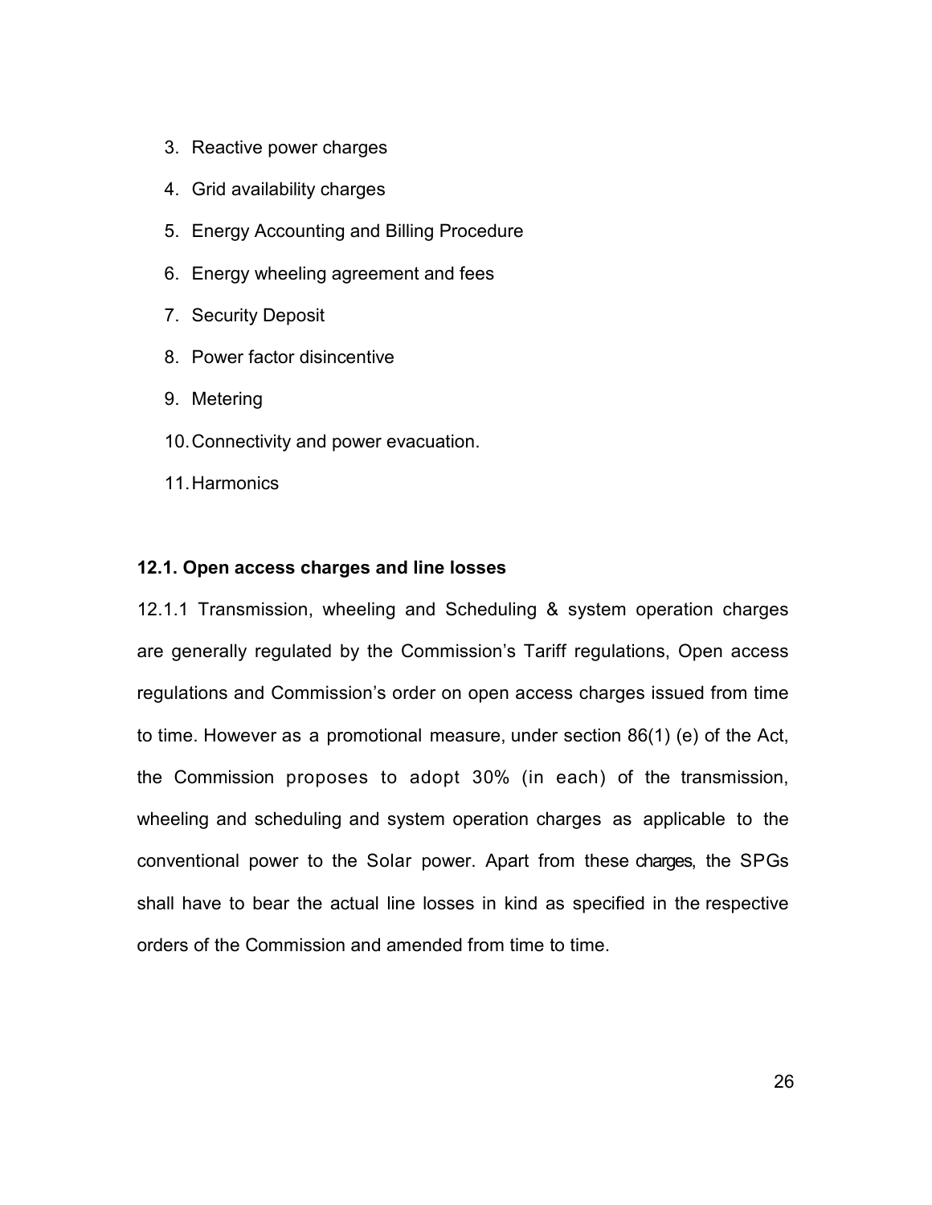3. Reactive power charges
4. Grid availability charges
5. Energy Accounting and Billing Procedure
6. Energy wheeling agreement and fees
7. Security Deposit
8. Power factor disincentive
9. Metering
10. Connectivity and power evacuation.
11. Harmonics

**12.1. Open access charges and line losses**

12.1.1 Transmission, wheeling and Scheduling & system operation charges are generally regulated by the Commission's Tariff regulations, Open access regulations and Commission's order on open access charges issued from time to time. However as a promotional measure, under section 86(1) (e) of the Act, the Commission proposes to adopt 30% (in each) of the transmission, wheeling and scheduling and system operation charges as applicable to the conventional power to the Solar power. Apart from these charges, the SPGs shall have to bear the actual line losses in kind as specified in the respective orders of the Commission and amended from time to time.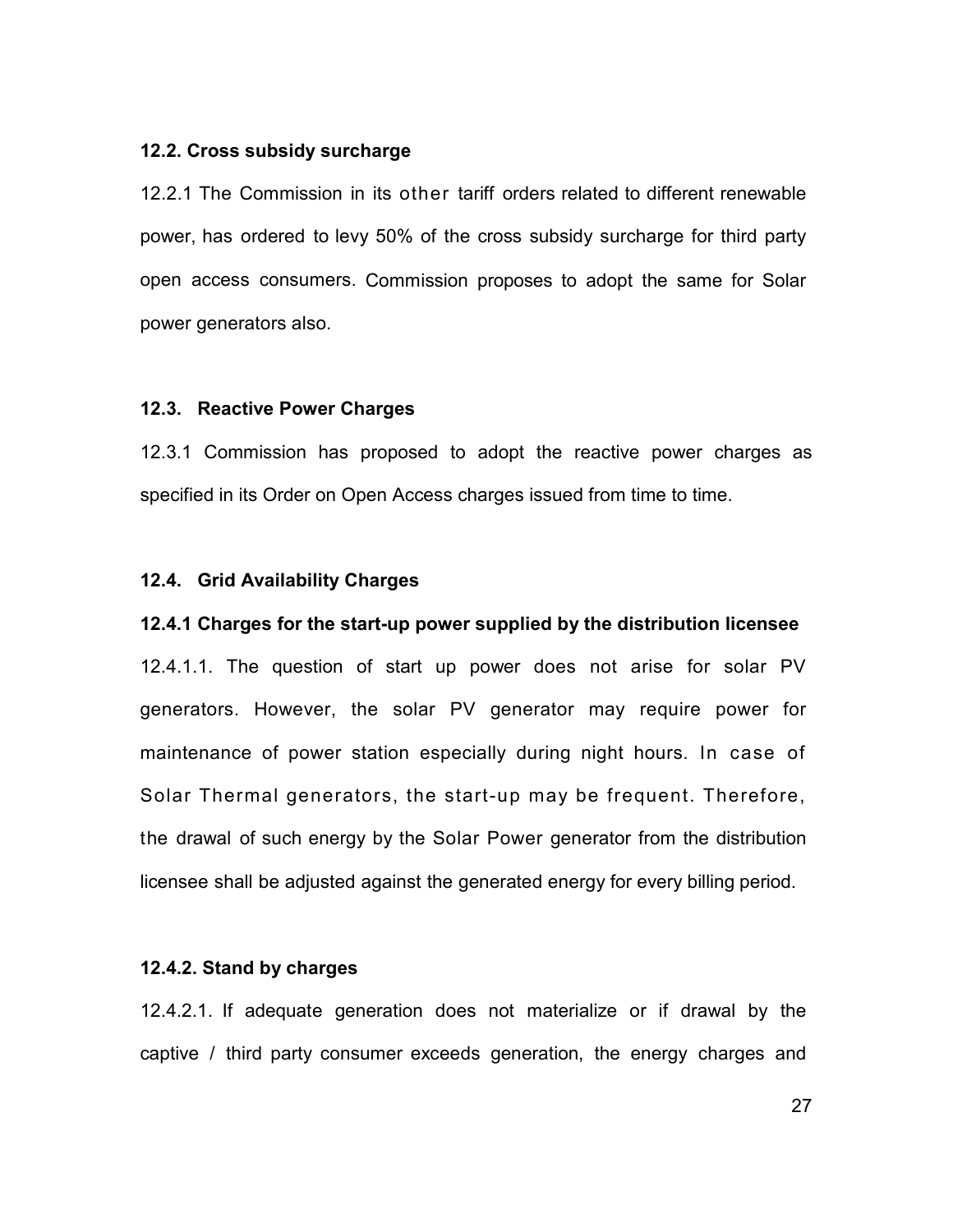### 12.2. Cross subsidy surcharge

12.2.1 The Commission in its other tariff orders related to different renewable power, has ordered to levy 50% of the cross subsidy surcharge for third party open access consumers. Commission proposes to adopt the same for Solar power generators also.

### 12.3. Reactive Power Charges

12.3.1 Commission has proposed to adopt the reactive power charges as specified in its Order on Open Access charges issued from time to time.

### 12.4. Grid Availability Charges

#### 12.4.1 Charges for the start-up power supplied by the distribution licensee

12.4.1.1. The question of start up power does not arise for solar PV generators. However, the solar PV generator may require power for maintenance of power station especially during night hours. In case of Solar Thermal generators, the start-up may be frequent. Therefore, the drawal of such energy by the Solar Power generator from the distribution licensee shall be adjusted against the generated energy for every billing period.

#### 12.4.2. Stand by charges

12.4.2.1. If adequate generation does not materialize or if drawal by the captive / third party consumer exceeds generation, the energy charges and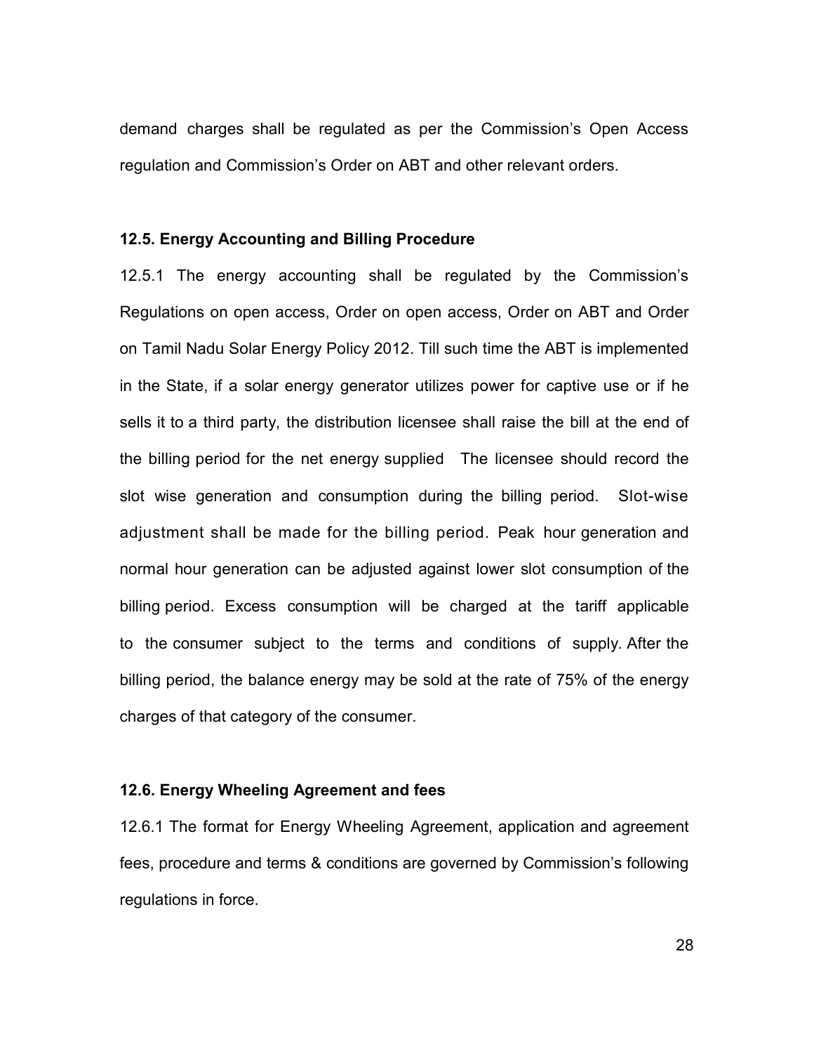demand charges shall be regulated as per the Commission's Open Access regulation and Commission's Order on ABT and other relevant orders.

**12.5. Energy Accounting and Billing Procedure**

12.5.1 The energy accounting shall be regulated by the Commission's Regulations on open access, Order on open access, Order on ABT and Order on Tamil Nadu Solar Energy Policy 2012. Till such time the ABT is implemented in the State, if a solar energy generator utilizes power for captive use or if he sells it to a third party, the distribution licensee shall raise the bill at the end of the billing period for the net energy supplied The licensee should record the slot wise generation and consumption during the billing period. Slot-wise adjustment shall be made for the billing period. Peak hour generation and normal hour generation can be adjusted against lower slot consumption of the billing period. Excess consumption will be charged at the tariff applicable to the consumer subject to the terms and conditions of supply. After the billing period, the balance energy may be sold at the rate of 75% of the energy charges of that category of the consumer.

**12.6. Energy Wheeling Agreement and fees**

12.6.1 The format for Energy Wheeling Agreement, application and agreement fees, procedure and terms & conditions are governed by Commission's following regulations in force.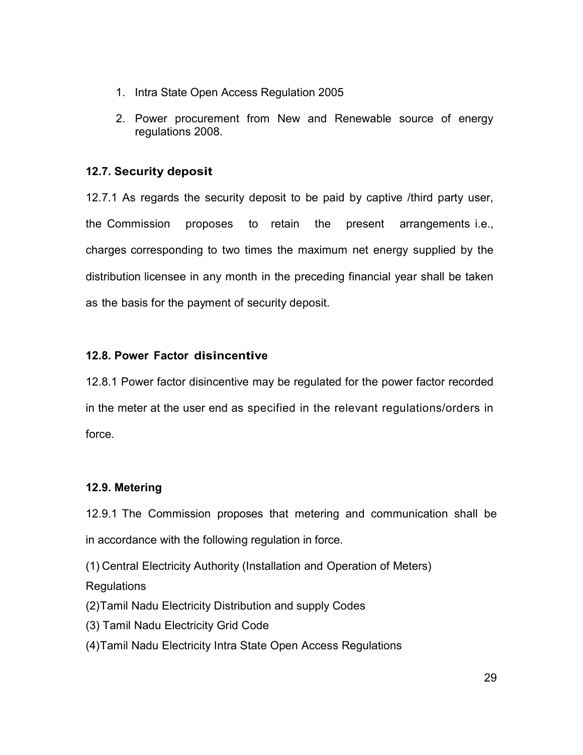1. Intra State Open Access Regulation 2005
2. Power procurement from New and Renewable source of energy regulations 2008.

### 12.7. Security deposit

12.7.1 As regards the security deposit to be paid by captive /third party user, the Commission proposes to retain the present arrangements i.e., charges corresponding to two times the maximum net energy supplied by the distribution licensee in any month in the preceding financial year shall be taken as the basis for the payment of security deposit.

### 12.8. Power Factor disincentive

12.8.1 Power factor disincentive may be regulated for the power factor recorded in the meter at the user end as specified in the relevant regulations/orders in force.

### 12.9. Metering

12.9.1 The Commission proposes that metering and communication shall be in accordance with the following regulation in force.

(1) Central Electricity Authority (Installation and Operation of Meters) Regulations

(2) Tamil Nadu Electricity Distribution and supply Codes

(3) Tamil Nadu Electricity Grid Code

(4) Tamil Nadu Electricity Intra State Open Access Regulations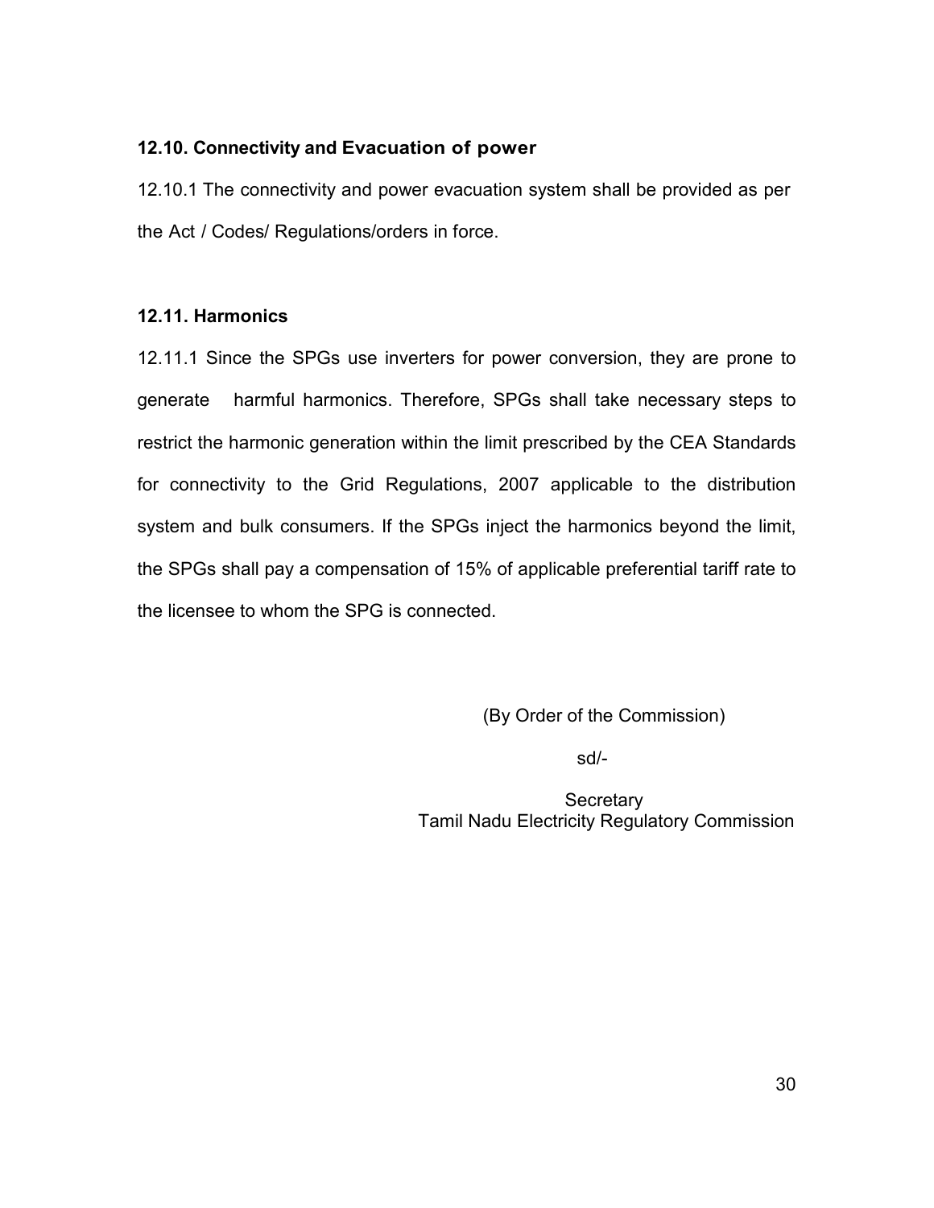### 12.10. Connectivity and Evacuation of power

12.10.1 The connectivity and power evacuation system shall be provided as per the Act / Codes/ Regulations/orders in force.

### 12.11. Harmonics

12.11.1 Since the SPGs use inverters for power conversion, they are prone to generate harmful harmonics. Therefore, SPGs shall take necessary steps to restrict the harmonic generation within the limit prescribed by the CEA Standards for connectivity to the Grid Regulations, 2007 applicable to the distribution system and bulk consumers. If the SPGs inject the harmonics beyond the limit, the SPGs shall pay a compensation of 15% of applicable preferential tariff rate to the licensee to whom the SPG is connected.

(By Order of the Commission)

sd/-

Secretary
Tamil Nadu Electricity Regulatory Commission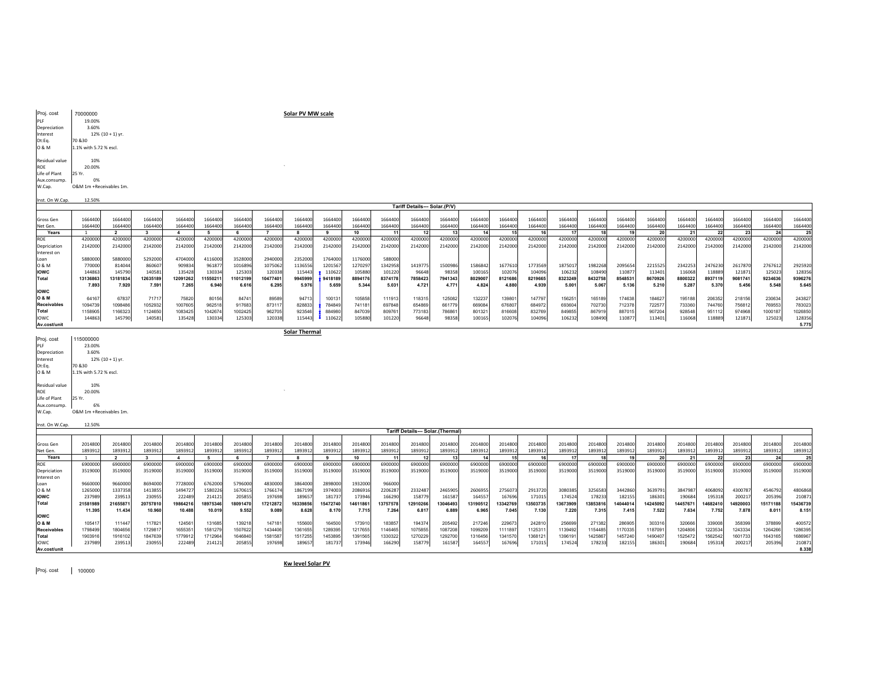## Solar PV MW scale

| | |
|---|---|
| Proj. cost | 70000000 |
| PLF | 19.00% |
| Depreciation | 3.60% |
| Interest | 12% (10 + 1) yr. |
| Dt:Eq. | 70 &30 |
| O & M | 1.1% with 5.72 % escl. |
| Residual value | 10% |
| ROE | 20.00% |
| Life of Plant | 25 Yr. |
| Aux.consump. | 0% |
| W.Cap. | O&M 1m +Receivables 1m. |
| Inst. On W.Cap. | 12.50% |

### Tariff Details--- Solar.(P/V)

| | 1 | 2 | 3 | 4 | 5 | 6 | 7 | 8 | 9 | 10 | 11 | 12 | 13 | 14 | 15 | 16 | 17 | 18 | 19 | 20 | 21 | 22 | 23 | 24 | 25 |
|---|---|---|---|---|---|---|---|---|---|---|---|---|---|---|---|---|---|---|---|---|---|---|---|---|---|
| Gross Gen | 1664400 | 1664400 | 1664400 | 1664400 | 1664400 | 1664400 | 1664400 | 1664400 | 1664400 | 1664400 | 1664400 | 1664400 | 1664400 | 1664400 | 1664400 | 1664400 | 1664400 | 1664400 | 1664400 | 1664400 | 1664400 | 1664400 | 1664400 | 1664400 | 1664400 |
| Net Gen. | 1664400 | 1664400 | 1664400 | 1664400 | 1664400 | 1664400 | 1664400 | 1664400 | 1664400 | 1664400 | 1664400 | 1664400 | 1664400 | 1664400 | 1664400 | 1664400 | 1664400 | 1664400 | 1664400 | 1664400 | 1664400 | 1664400 | 1664400 | 1664400 | 1664400 |
| **Years** | **1** | **2** | **3** | **4** | **5** | **6** | **7** | **8** | **9** | **10** | **11** | **12** | **13** | **14** | **15** | **16** | **17** | **18** | **19** | **20** | **21** | **22** | **23** | **24** | **25** |
| ROE | 4200000 | 4200000 | 4200000 | 4200000 | 4200000 | 4200000 | 4200000 | 4200000 | 4200000 | 4200000 | 4200000 | 4200000 | 4200000 | 4200000 | 4200000 | 4200000 | 4200000 | 4200000 | 4200000 | 4200000 | 4200000 | 4200000 | 4200000 | 4200000 | 4200000 |
| Depriciation | 2142000 | 2142000 | 2142000 | 2142000 | 2142000 | 2142000 | 2142000 | 2142000 | 2142000 | 2142000 | 2142000 | 2142000 | 2142000 | 2142000 | 2142000 | 2142000 | 2142000 | 2142000 | 2142000 | 2142000 | 2142000 | 2142000 | 2142000 | 2142000 | 2142000 |
| Interest on | | | | | | | | | | | | | | | | | | | | | | | | | |
| Loan | 5880000 | 5880000 | 5292000 | 4704000 | 4116000 | 3528000 | 2940000 | 2352000 | 1764000 | 1176000 | 588000 | | | | | | | | | | | | | | |
| O & M | 770000 | 814044 | 860607 | 909834 | 961877 | 1016896 | 1075062 | 1136556 | 1201567 | 1270297 | 1342958 | 1419775 | 1500986 | 1586842 | 1677610 | 1773569 | 1875017 | 1982268 | 2095654 | 2215525 | 2342253 | 2476230 | 2617870 | 2767612 | 2925920 |
| **IOWC** | 144863 | 145790 | 140581 | 135428 | 130334 | 125303 | 120338 | 115443 | 110622 | 105880 | 101220 | 96648 | 98358 | 100165 | 102076 | 104096 | 106232 | 108490 | 110877 | 113401 | 116068 | 118889 | 121871 | 125023 | 128356 |
| **Total** | **13136863** | **13181834** | **12635189** | **12091262** | **11550211** | **11012199** | **10477401** | **9945999** | **9418189** | **8894176** | **8374178** | **7858423** | **7941343** | **8029007** | **8121686** | **8219665** | **8323249** | **8432758** | **8548531** | **8670926** | **8800322** | **8937119** | **9081741** | **9234636** | **9396276** |
| | **7.893** | **7.920** | **7.591** | **7.265** | **6.940** | **6.616** | **6.295** | **5.976** | **5.659** | **5.344** | **5.031** | **4.721** | **4.771** | **4.824** | **4.880** | **4.939** | **5.001** | **5.067** | **5.136** | **5.210** | **5.287** | **5.370** | **5.456** | **5.548** | **5.645** |
| **IOWC** | | | | | | | | | | | | | | | | | | | | | | | | | |
| **O & M** | 64167 | 67837 | 71717 | 75820 | 80156 | 84741 | 89589 | 94713 | 100131 | 105858 | 111913 | 118315 | 125082 | 132237 | 139801 | 147797 | 156251 | 165189 | 174638 | 184627 | 195188 | 206352 | 218156 | 230634 | 243827 |
| **Receivables** | 1094739 | 1098486 | 1052932 | 1007605 | 962518 | 917683 | 873117 | 828833 | 784849 | 741181 | 697848 | 654869 | 661779 | 669084 | 676807 | 684972 | 693604 | 702730 | 712378 | 722577 | 733360 | 744760 | 756812 | 769553 | 783023 |
| **Total** | 1158905 | 1166323 | 1124650 | 1083425 | 1042674 | 1002425 | 962705 | 923546 | 884980 | 847039 | 809761 | 773183 | 786861 | 801321 | 816608 | 832769 | 849855 | 867919 | 887015 | 907204 | 928548 | 951112 | 974968 | 1000187 | 1026850 |
| IOWC | 144863 | 145790 | 140581 | 135428 | 130334 | 125303 | 120338 | 115443 | 110622 | 105880 | 101220 | 96648 | 98358 | 100165 | 102076 | 104096 | 106232 | 108490 | 110877 | 113401 | 116068 | 118889 | 121871 | 125023 | 128356 |
| **Av.cost/unit** | | | | | | | | | | | | | | | | | | | | | | | | | **5.775** |

## Solar Thermal

| | |
|---|---|
| Proj. cost | 115000000 |
| PLF | 23.00% |
| Depreciation | 3.60% |
| Interest | 12% (10 + 1) yr. |
| Dt:Eq. | 70 &30 |
| O & M | 1.1% with 5.72 % escl. |
| Residual value | 10% |
| ROE | 20.00% |
| Life of Plant | 25 Yr. |
| Aux.consump. | 6% |
| W.Cap. | O&M 1m +Receivables 1m. |
| Inst. On W.Cap. | 12.50% |

### Tariff Details--- Solar.(Thermal)

| | 1 | 2 | 3 | 4 | 5 | 6 | 7 | 8 | 9 | 10 | 11 | 12 | 13 | 14 | 15 | 16 | 17 | 18 | 19 | 20 | 21 | 22 | 23 | 24 | 25 |
|---|---|---|---|---|---|---|---|---|---|---|---|---|---|---|---|---|---|---|---|---|---|---|---|---|---|
| Gross Gen | 2014800 | 2014800 | 2014800 | 2014800 | 2014800 | 2014800 | 2014800 | 2014800 | 2014800 | 2014800 | 2014800 | 2014800 | 2014800 | 2014800 | 2014800 | 2014800 | 2014800 | 2014800 | 2014800 | 2014800 | 2014800 | 2014800 | 2014800 | 2014800 | 2014800 |
| Net Gen. | 1893912 | 1893912 | 1893912 | 1893912 | 1893912 | 1893912 | 1893912 | 1893912 | 1893912 | 1893912 | 1893912 | 1893912 | 1893912 | 1893912 | 1893912 | 1893912 | 1893912 | 1893912 | 1893912 | 1893912 | 1893912 | 1893912 | 1893912 | 1893912 | 1893912 |
| **Years** | **1** | **2** | **3** | **4** | **5** | **6** | **7** | **8** | **9** | **10** | **11** | **12** | **13** | **14** | **15** | **16** | **17** | **18** | **19** | **20** | **21** | **22** | **23** | **24** | **25** |
| ROE | 6900000 | 6900000 | 6900000 | 6900000 | 6900000 | 6900000 | 6900000 | 6900000 | 6900000 | 6900000 | 6900000 | 6900000 | 6900000 | 6900000 | 6900000 | 6900000 | 6900000 | 6900000 | 6900000 | 6900000 | 6900000 | 6900000 | 6900000 | 6900000 | 6900000 |
| Depriciation | 3519000 | 3519000 | 3519000 | 3519000 | 3519000 | 3519000 | 3519000 | 3519000 | 3519000 | 3519000 | 3519000 | 3519000 | 3519000 | 3519000 | 3519000 | 3519000 | 3519000 | 3519000 | 3519000 | 3519000 | 3519000 | 3519000 | 3519000 | 3519000 | 3519000 |
| Interest on | | | | | | | | | | | | | | | | | | | | | | | | | |
| Loan | 9660000 | 9660000 | 8694000 | 7728000 | 6762000 | 5796000 | 4830000 | 3864000 | 2898000 | 1932000 | 966000 | | | | | | | | | | | | | | |
| O & M | 1265000 | 1337358 | 1413855 | 1494727 | 1580226 | 1670615 | 1766174 | 1867199 | 1974003 | 2086916 | 2206287 | 2332487 | 2465905 | 2606955 | 2756073 | 2913720 | 3080385 | 3256583 | 3442860 | 3639791 | 3847987 | 4068092 | 4300787 | 4546792 | 4806868 |
| **IOWC** | 237989 | 239513 | 230955 | 222489 | 214121 | 205855 | 197698 | 189657 | 181737 | 173946 | 166290 | 158779 | 161587 | 164557 | 167696 | 171015 | 174524 | 178233 | 182155 | 186301 | 190684 | 195318 | 200217 | 205396 | 210871 |
| **Total** | **21581989** | **21655871** | **20757810** | **19864216** | **18975346** | **18091470** | **17212872** | **16339856** | **15472740** | **14611861** | **13757578** | **12910266** | **13046493** | **13190512** | **13342769** | **13503735** | **13673909** | **13853816** | **14044014** | **14245092** | **14457671** | **14682410** | **14920003** | **15171188** | **15436739** |
| | **11.395** | **11.434** | **10.960** | **10.488** | **10.019** | **9.552** | **9.089** | **8.628** | **8.170** | **7.715** | **7.264** | **6.817** | **6.889** | **6.965** | **7.045** | **7.130** | **7.220** | **7.315** | **7.415** | **7.522** | **7.634** | **7.752** | **7.878** | **8.011** | **8.151** |
| **IOWC** | | | | | | | | | | | | | | | | | | | | | | | | | |
| **O & M** | 105417 | 111447 | 117821 | 124561 | 131685 | 139218 | 147181 | 155600 | 164500 | 173910 | 183857 | 194374 | 205492 | 217246 | 229673 | 242810 | 256699 | 271382 | 286905 | 303316 | 320666 | 339008 | 358399 | 378899 | 400572 |
| **Receivables** | 1798499 | 1804656 | 1729817 | 1655351 | 1581279 | 1507622 | 1434406 | 1361655 | 1289395 | 1217655 | 1146465 | 1075855 | 1087208 | 1099209 | 1111897 | 1125311 | 1139492 | 1154485 | 1170335 | 1187091 | 1204806 | 1223534 | 1243334 | 1264266 | 1286395 |
| **Total** | 1903916 | 1916102 | 1847639 | 1779912 | 1712964 | 1646840 | 1581587 | 1517255 | 1453895 | 1391565 | 1330322 | 1270229 | 1292700 | 1316456 | 1341570 | 1368121 | 1396191 | 1425867 | 1457240 | 1490407 | 1525472 | 1562542 | 1601733 | 1643165 | 1686967 |
| IOWC | 237989 | 239513 | 230955 | 222489 | 214121 | 205855 | 197698 | 189657 | 181737 | 173946 | 166290 | 158779 | 161587 | 164557 | 167696 | 171015 | 174524 | 178233 | 182155 | 186301 | 190684 | 195318 | 200217 | 205396 | 210871 |
| **Av.cost/unit** | | | | | | | | | | | | | | | | | | | | | | | | | **8.338** |

## Kw level Solar PV

| | |
|---|---|
| Proj. cost | 100000 |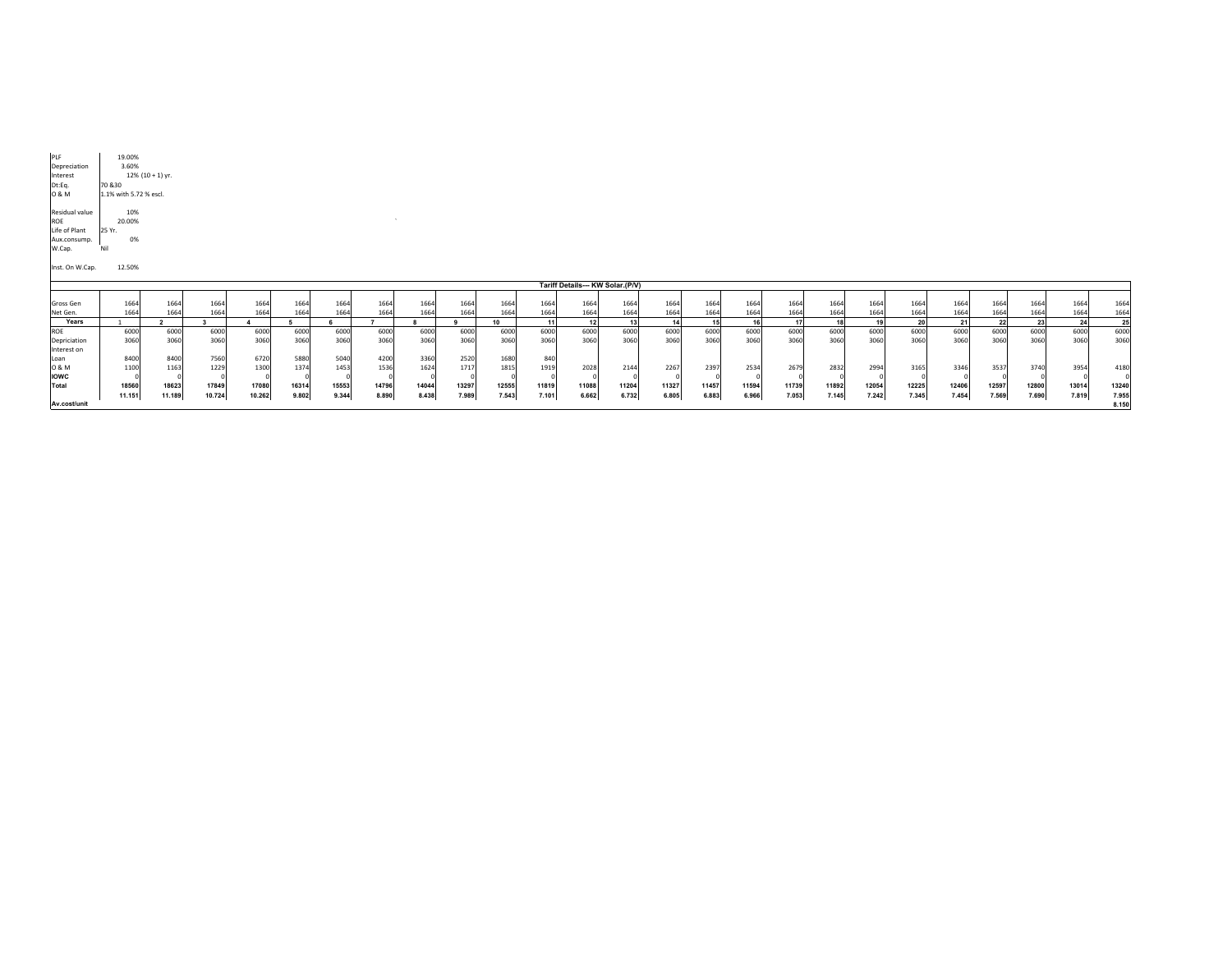| | |
|---|---|
| PLF | 19.00% |
| Depreciation | 3.60% |
| Interest | 12% (10 + 1) yr. |
| Dt:Eq. | 70 &30 |
| O & M | 1.1% with 5.72 % escl. |
| Residual value | 10% |
| ROE | 20.00% |
| Life of Plant | 25 Yr. |
| Aux.consump. | 0% |
| W.Cap. | Nil |
| Inst. On W.Cap. | 12.50% |

**Tariff Details--- KW Solar.(P/V)**

| | | | | | | | | | | | | | | | | | | | | | | | | | |
|---|---|---|---|---|---|---|---|---|---|---|---|---|---|---|---|---|---|---|---|---|---|---|---|---|---|
| Gross Gen | 1664 | 1664 | 1664 | 1664 | 1664 | 1664 | 1664 | 1664 | 1664 | 1664 | 1664 | 1664 | 1664 | 1664 | 1664 | 1664 | 1664 | 1664 | 1664 | 1664 | 1664 | 1664 | 1664 | 1664 | 1664 |
| Net Gen. | 1664 | 1664 | 1664 | 1664 | 1664 | 1664 | 1664 | 1664 | 1664 | 1664 | 1664 | 1664 | 1664 | 1664 | 1664 | 1664 | 1664 | 1664 | 1664 | 1664 | 1664 | 1664 | 1664 | 1664 | 1664 |
| **Years** | **1** | **2** | **3** | **4** | **5** | **6** | **7** | **8** | **9** | **10** | **11** | **12** | **13** | **14** | **15** | **16** | **17** | **18** | **19** | **20** | **21** | **22** | **23** | **24** | **25** |
| ROE | 6000 | 6000 | 6000 | 6000 | 6000 | 6000 | 6000 | 6000 | 6000 | 6000 | 6000 | 6000 | 6000 | 6000 | 6000 | 6000 | 6000 | 6000 | 6000 | 6000 | 6000 | 6000 | 6000 | 6000 | 6000 |
| Depriciation | 3060 | 3060 | 3060 | 3060 | 3060 | 3060 | 3060 | 3060 | 3060 | 3060 | 3060 | 3060 | 3060 | 3060 | 3060 | 3060 | 3060 | 3060 | 3060 | 3060 | 3060 | 3060 | 3060 | 3060 | 3060 |
| Interest on Loan | 8400 | 8400 | 7560 | 6720 | 5880 | 5040 | 4200 | 3360 | 2520 | 1680 | 840 | | | | | | | | | | | | | | |
| O & M | 1100 | 1163 | 1229 | 1300 | 1374 | 1453 | 1536 | 1624 | 1717 | 1815 | 1919 | 2028 | 2144 | 2267 | 2397 | 2534 | 2679 | 2832 | 2994 | 3165 | 3346 | 3537 | 3740 | 3954 | 4180 |
| **IOWC** | 0 | 0 | 0 | 0 | 0 | 0 | 0 | 0 | 0 | 0 | 0 | 0 | 0 | 0 | 0 | 0 | 0 | 0 | 0 | 0 | 0 | 0 | 0 | 0 | 0 |
| **Total** | **18560** | **18623** | **17849** | **17080** | **16314** | **15553** | **14796** | **14044** | **13297** | **12555** | **11819** | **11088** | **11204** | **11327** | **11457** | **11594** | **11739** | **11892** | **12054** | **12225** | **12406** | **12597** | **12800** | **13014** | **13240** |
| | **11.151** | **11.189** | **10.724** | **10.262** | **9.802** | **9.344** | **8.890** | **8.438** | **7.989** | **7.543** | **7.101** | **6.662** | **6.732** | **6.805** | **6.883** | **6.966** | **7.053** | **7.145** | **7.242** | **7.345** | **7.454** | **7.569** | **7.690** | **7.819** | **7.955** |
| **Av.cost/unit** | | | | | | | | | | | | | | | | | | | | | | | | | **8.150** |